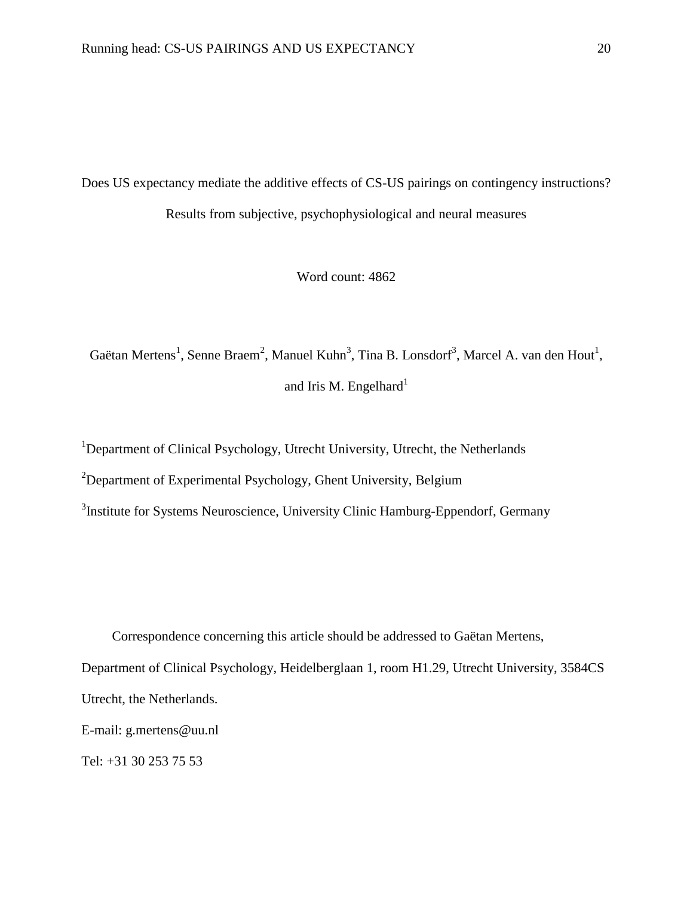# Does US expectancy mediate the additive effects of CS-US pairings on contingency instructions? Results from subjective, psychophysiological and neural measures

Word count: 4862

Gaëtan Mertens[1], Senne Braem[2], Manuel Kuhn[3], Tina B. Lonsdorf[3], Marcel A. van den Hout[1], and Iris M. Engelhard[1]

[1]Department of Clinical Psychology, Utrecht University, Utrecht, the Netherlands

[2]Department of Experimental Psychology, Ghent University, Belgium

[3]Institute for Systems Neuroscience, University Clinic Hamburg-Eppendorf, Germany

Correspondence concerning this article should be addressed to Gaëtan Mertens, Department of Clinical Psychology, Heidelberglaan 1, room H1.29, Utrecht University, 3584CS Utrecht, the Netherlands.

E-mail: g.mertens@uu.nl

Tel: +31 30 253 75 53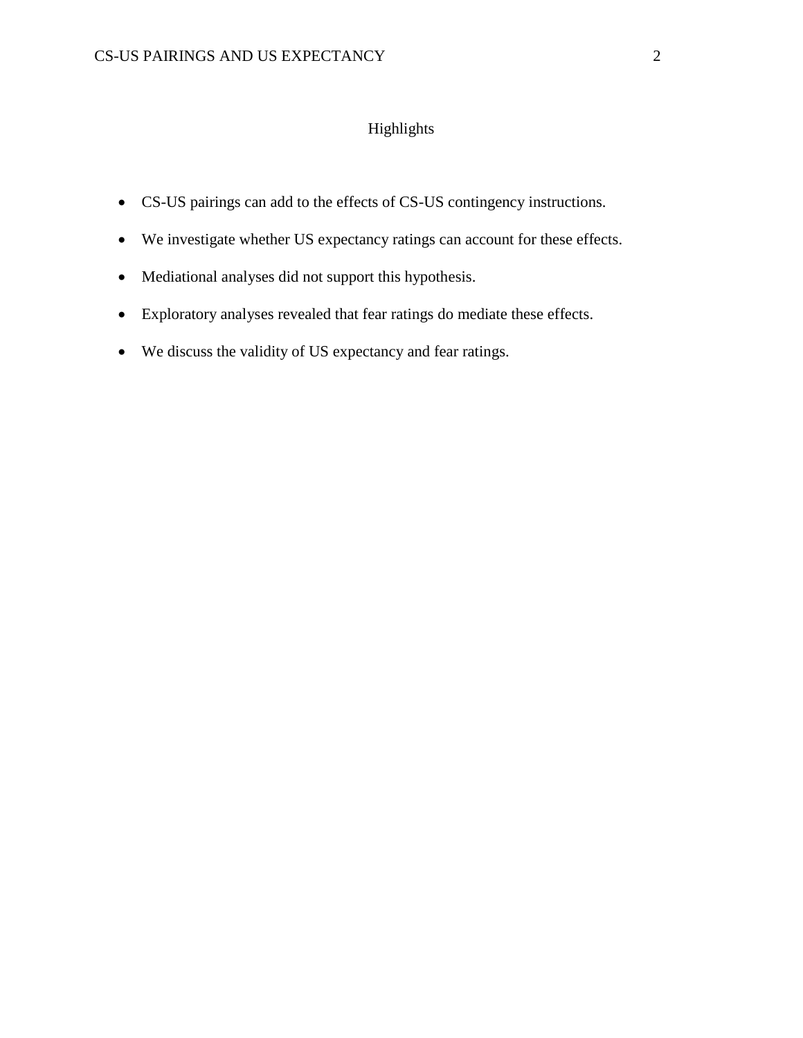# Highlights

- CS-US pairings can add to the effects of CS-US contingency instructions.
- We investigate whether US expectancy ratings can account for these effects.
- Mediational analyses did not support this hypothesis.
- Exploratory analyses revealed that fear ratings do mediate these effects.
- We discuss the validity of US expectancy and fear ratings.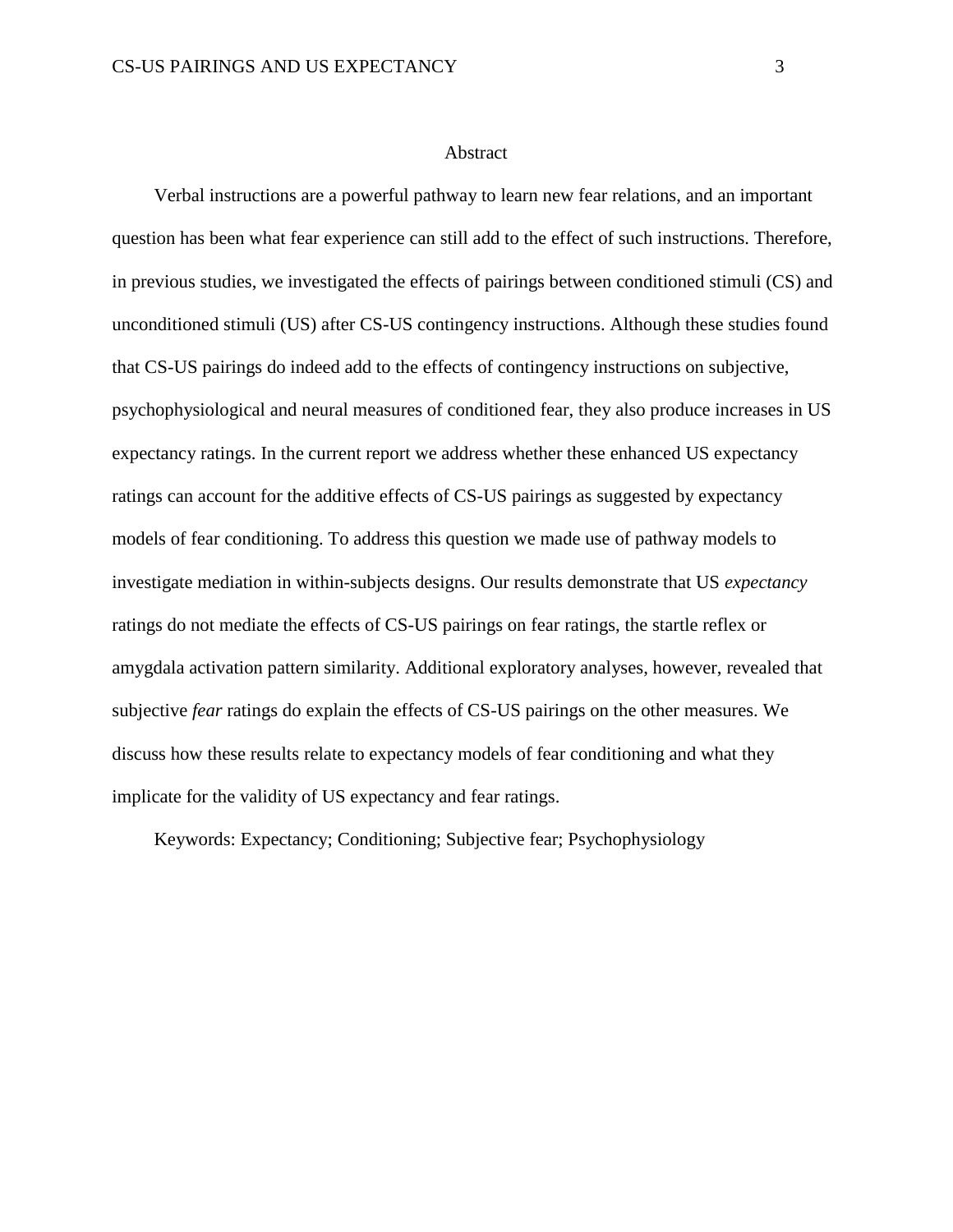# Abstract

Verbal instructions are a powerful pathway to learn new fear relations, and an important question has been what fear experience can still add to the effect of such instructions. Therefore, in previous studies, we investigated the effects of pairings between conditioned stimuli (CS) and unconditioned stimuli (US) after CS-US contingency instructions. Although these studies found that CS-US pairings do indeed add to the effects of contingency instructions on subjective, psychophysiological and neural measures of conditioned fear, they also produce increases in US expectancy ratings. In the current report we address whether these enhanced US expectancy ratings can account for the additive effects of CS-US pairings as suggested by expectancy models of fear conditioning. To address this question we made use of pathway models to investigate mediation in within-subjects designs. Our results demonstrate that US *expectancy* ratings do not mediate the effects of CS-US pairings on fear ratings, the startle reflex or amygdala activation pattern similarity. Additional exploratory analyses, however, revealed that subjective *fear* ratings do explain the effects of CS-US pairings on the other measures. We discuss how these results relate to expectancy models of fear conditioning and what they implicate for the validity of US expectancy and fear ratings.

Keywords: Expectancy; Conditioning; Subjective fear; Psychophysiology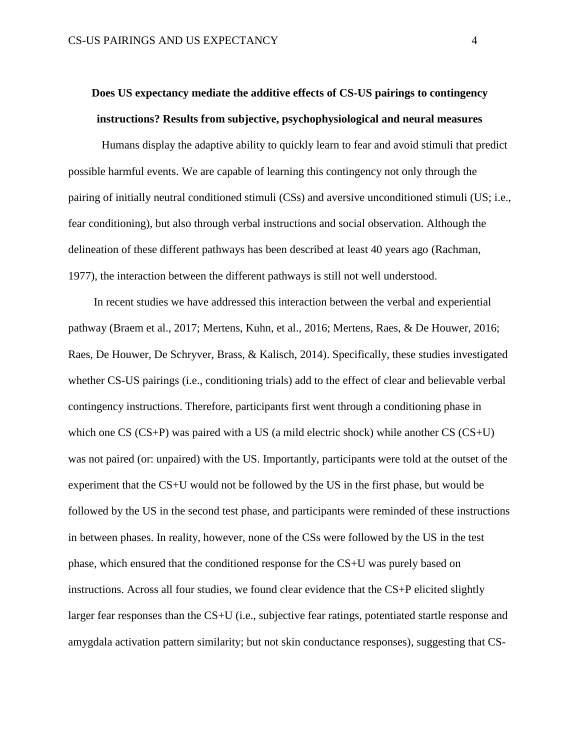# Does US expectancy mediate the additive effects of CS-US pairings to contingency instructions? Results from subjective, psychophysiological and neural measures

Humans display the adaptive ability to quickly learn to fear and avoid stimuli that predict possible harmful events. We are capable of learning this contingency not only through the pairing of initially neutral conditioned stimuli (CSs) and aversive unconditioned stimuli (US; i.e., fear conditioning), but also through verbal instructions and social observation. Although the delineation of these different pathways has been described at least 40 years ago (Rachman, 1977), the interaction between the different pathways is still not well understood.

In recent studies we have addressed this interaction between the verbal and experiential pathway (Braem et al., 2017; Mertens, Kuhn, et al., 2016; Mertens, Raes, & De Houwer, 2016; Raes, De Houwer, De Schryver, Brass, & Kalisch, 2014). Specifically, these studies investigated whether CS-US pairings (i.e., conditioning trials) add to the effect of clear and believable verbal contingency instructions. Therefore, participants first went through a conditioning phase in which one CS (CS+P) was paired with a US (a mild electric shock) while another CS (CS+U) was not paired (or: unpaired) with the US. Importantly, participants were told at the outset of the experiment that the CS+U would not be followed by the US in the first phase, but would be followed by the US in the second test phase, and participants were reminded of these instructions in between phases. In reality, however, none of the CSs were followed by the US in the test phase, which ensured that the conditioned response for the CS+U was purely based on instructions. Across all four studies, we found clear evidence that the CS+P elicited slightly larger fear responses than the CS+U (i.e., subjective fear ratings, potentiated startle response and amygdala activation pattern similarity; but not skin conductance responses), suggesting that CS-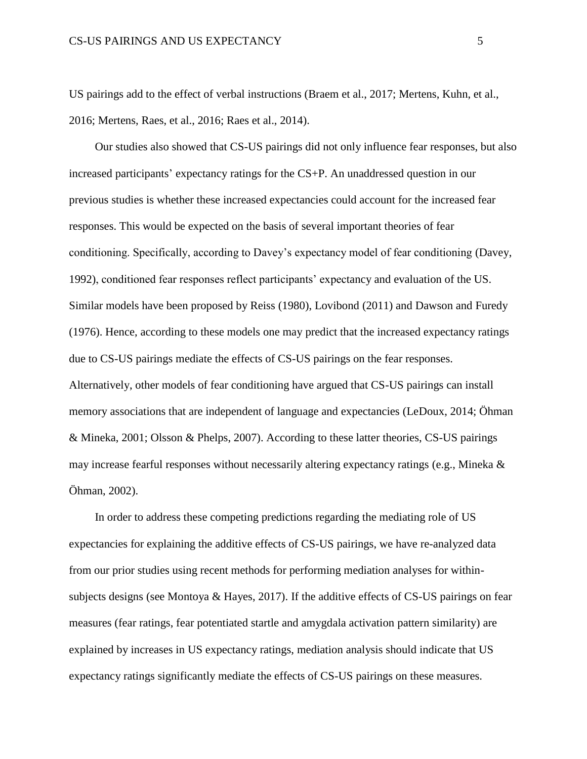US pairings add to the effect of verbal instructions (Braem et al., 2017; Mertens, Kuhn, et al., 2016; Mertens, Raes, et al., 2016; Raes et al., 2014).

Our studies also showed that CS-US pairings did not only influence fear responses, but also increased participants' expectancy ratings for the CS+P. An unaddressed question in our previous studies is whether these increased expectancies could account for the increased fear responses. This would be expected on the basis of several important theories of fear conditioning. Specifically, according to Davey's expectancy model of fear conditioning (Davey, 1992), conditioned fear responses reflect participants' expectancy and evaluation of the US. Similar models have been proposed by Reiss (1980), Lovibond (2011) and Dawson and Furedy (1976). Hence, according to these models one may predict that the increased expectancy ratings due to CS-US pairings mediate the effects of CS-US pairings on the fear responses. Alternatively, other models of fear conditioning have argued that CS-US pairings can install memory associations that are independent of language and expectancies (LeDoux, 2014; Öhman & Mineka, 2001; Olsson & Phelps, 2007). According to these latter theories, CS-US pairings may increase fearful responses without necessarily altering expectancy ratings (e.g., Mineka & Öhman, 2002).

In order to address these competing predictions regarding the mediating role of US expectancies for explaining the additive effects of CS-US pairings, we have re-analyzed data from our prior studies using recent methods for performing mediation analyses for within-subjects designs (see Montoya & Hayes, 2017). If the additive effects of CS-US pairings on fear measures (fear ratings, fear potentiated startle and amygdala activation pattern similarity) are explained by increases in US expectancy ratings, mediation analysis should indicate that US expectancy ratings significantly mediate the effects of CS-US pairings on these measures.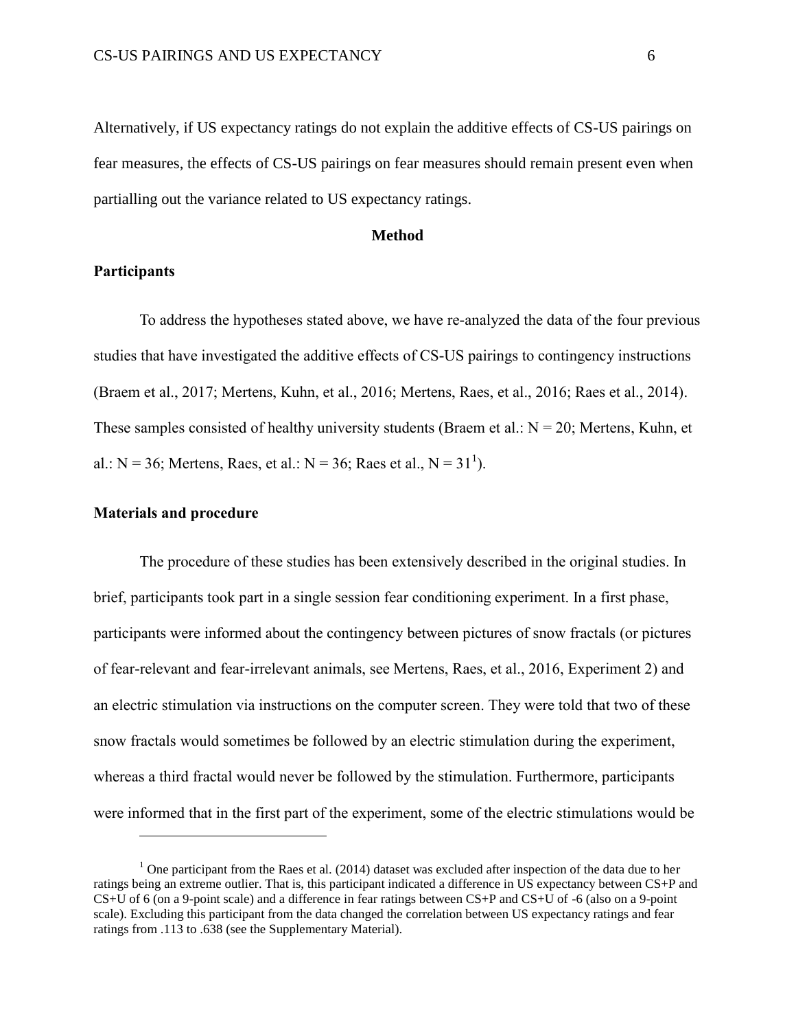Alternatively, if US expectancy ratings do not explain the additive effects of CS-US pairings on fear measures, the effects of CS-US pairings on fear measures should remain present even when partialling out the variance related to US expectancy ratings.

## Method

### Participants

To address the hypotheses stated above, we have re-analyzed the data of the four previous studies that have investigated the additive effects of CS-US pairings to contingency instructions (Braem et al., 2017; Mertens, Kuhn, et al., 2016; Mertens, Raes, et al., 2016; Raes et al., 2014). These samples consisted of healthy university students (Braem et al.: N = 20; Mertens, Kuhn, et al.: N = 36; Mertens, Raes, et al.: N = 36; Raes et al., N = 31[1]).

### Materials and procedure

The procedure of these studies has been extensively described in the original studies. In brief, participants took part in a single session fear conditioning experiment. In a first phase, participants were informed about the contingency between pictures of snow fractals (or pictures of fear-relevant and fear-irrelevant animals, see Mertens, Raes, et al., 2016, Experiment 2) and an electric stimulation via instructions on the computer screen. They were told that two of these snow fractals would sometimes be followed by an electric stimulation during the experiment, whereas a third fractal would never be followed by the stimulation. Furthermore, participants were informed that in the first part of the experiment, some of the electric stimulations would be

---

[1] One participant from the Raes et al. (2014) dataset was excluded after inspection of the data due to her ratings being an extreme outlier. That is, this participant indicated a difference in US expectancy between CS+P and CS+U of 6 (on a 9-point scale) and a difference in fear ratings between CS+P and CS+U of -6 (also on a 9-point scale). Excluding this participant from the data changed the correlation between US expectancy ratings and fear ratings from .113 to .638 (see the Supplementary Material).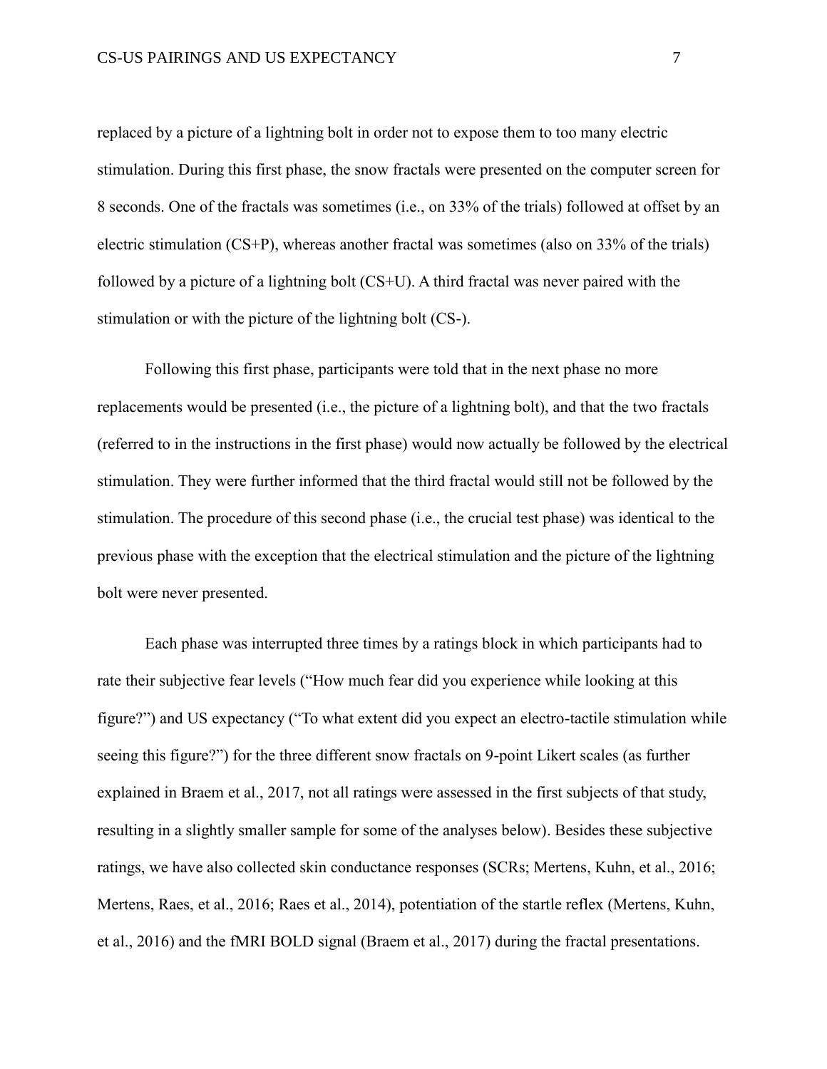replaced by a picture of a lightning bolt in order not to expose them to too many electric stimulation. During this first phase, the snow fractals were presented on the computer screen for 8 seconds. One of the fractals was sometimes (i.e., on 33% of the trials) followed at offset by an electric stimulation (CS+P), whereas another fractal was sometimes (also on 33% of the trials) followed by a picture of a lightning bolt (CS+U). A third fractal was never paired with the stimulation or with the picture of the lightning bolt (CS-).

Following this first phase, participants were told that in the next phase no more replacements would be presented (i.e., the picture of a lightning bolt), and that the two fractals (referred to in the instructions in the first phase) would now actually be followed by the electrical stimulation. They were further informed that the third fractal would still not be followed by the stimulation. The procedure of this second phase (i.e., the crucial test phase) was identical to the previous phase with the exception that the electrical stimulation and the picture of the lightning bolt were never presented.

Each phase was interrupted three times by a ratings block in which participants had to rate their subjective fear levels ("How much fear did you experience while looking at this figure?") and US expectancy ("To what extent did you expect an electro-tactile stimulation while seeing this figure?") for the three different snow fractals on 9-point Likert scales (as further explained in Braem et al., 2017, not all ratings were assessed in the first subjects of that study, resulting in a slightly smaller sample for some of the analyses below). Besides these subjective ratings, we have also collected skin conductance responses (SCRs; Mertens, Kuhn, et al., 2016; Mertens, Raes, et al., 2016; Raes et al., 2014), potentiation of the startle reflex (Mertens, Kuhn, et al., 2016) and the fMRI BOLD signal (Braem et al., 2017) during the fractal presentations.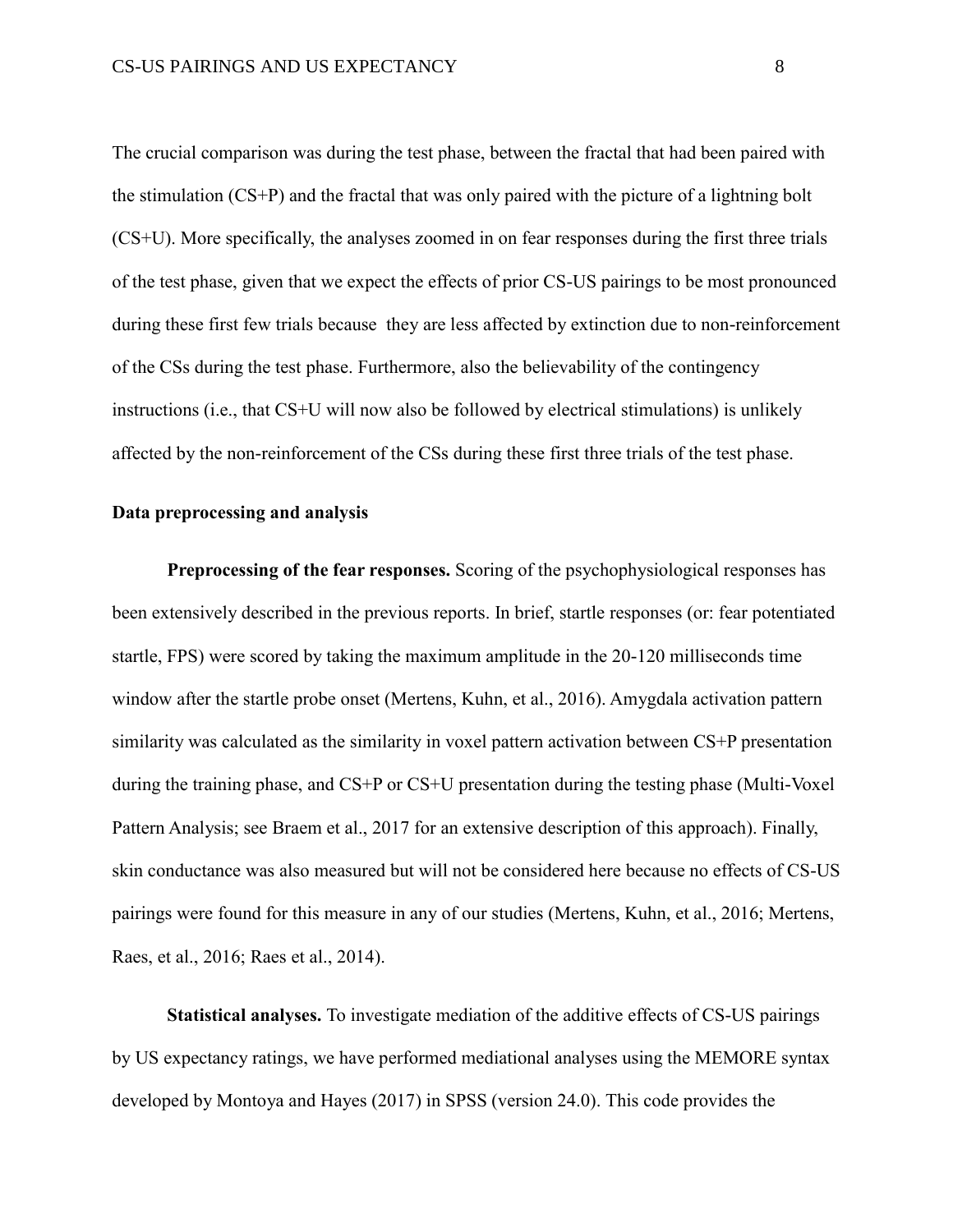The crucial comparison was during the test phase, between the fractal that had been paired with the stimulation (CS+P) and the fractal that was only paired with the picture of a lightning bolt (CS+U). More specifically, the analyses zoomed in on fear responses during the first three trials of the test phase, given that we expect the effects of prior CS-US pairings to be most pronounced during these first few trials because they are less affected by extinction due to non-reinforcement of the CSs during the test phase. Furthermore, also the believability of the contingency instructions (i.e., that CS+U will now also be followed by electrical stimulations) is unlikely affected by the non-reinforcement of the CSs during these first three trials of the test phase.

## Data preprocessing and analysis

**Preprocessing of the fear responses.** Scoring of the psychophysiological responses has been extensively described in the previous reports. In brief, startle responses (or: fear potentiated startle, FPS) were scored by taking the maximum amplitude in the 20-120 milliseconds time window after the startle probe onset (Mertens, Kuhn, et al., 2016). Amygdala activation pattern similarity was calculated as the similarity in voxel pattern activation between CS+P presentation during the training phase, and CS+P or CS+U presentation during the testing phase (Multi-Voxel Pattern Analysis; see Braem et al., 2017 for an extensive description of this approach). Finally, skin conductance was also measured but will not be considered here because no effects of CS-US pairings were found for this measure in any of our studies (Mertens, Kuhn, et al., 2016; Mertens, Raes, et al., 2016; Raes et al., 2014).

**Statistical analyses.** To investigate mediation of the additive effects of CS-US pairings by US expectancy ratings, we have performed mediational analyses using the MEMORE syntax developed by Montoya and Hayes (2017) in SPSS (version 24.0). This code provides the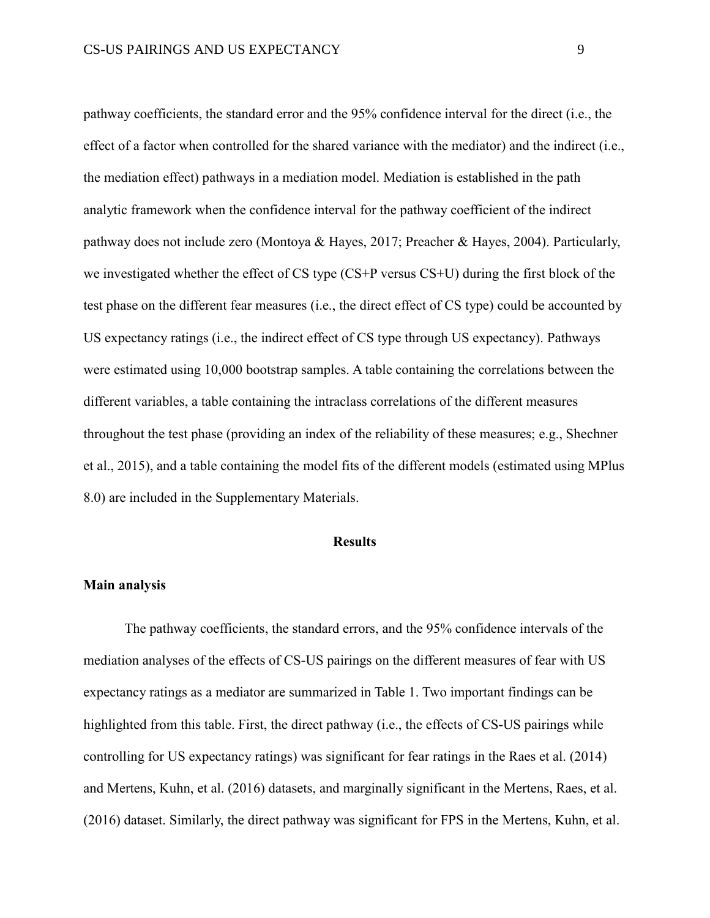pathway coefficients, the standard error and the 95% confidence interval for the direct (i.e., the effect of a factor when controlled for the shared variance with the mediator) and the indirect (i.e., the mediation effect) pathways in a mediation model. Mediation is established in the path analytic framework when the confidence interval for the pathway coefficient of the indirect pathway does not include zero (Montoya & Hayes, 2017; Preacher & Hayes, 2004). Particularly, we investigated whether the effect of CS type (CS+P versus CS+U) during the first block of the test phase on the different fear measures (i.e., the direct effect of CS type) could be accounted by US expectancy ratings (i.e., the indirect effect of CS type through US expectancy). Pathways were estimated using 10,000 bootstrap samples. A table containing the correlations between the different variables, a table containing the intraclass correlations of the different measures throughout the test phase (providing an index of the reliability of these measures; e.g., Shechner et al., 2015), and a table containing the model fits of the different models (estimated using MPlus 8.0) are included in the Supplementary Materials.

## Results

### Main analysis

The pathway coefficients, the standard errors, and the 95% confidence intervals of the mediation analyses of the effects of CS-US pairings on the different measures of fear with US expectancy ratings as a mediator are summarized in Table 1. Two important findings can be highlighted from this table. First, the direct pathway (i.e., the effects of CS-US pairings while controlling for US expectancy ratings) was significant for fear ratings in the Raes et al. (2014) and Mertens, Kuhn, et al. (2016) datasets, and marginally significant in the Mertens, Raes, et al. (2016) dataset. Similarly, the direct pathway was significant for FPS in the Mertens, Kuhn, et al.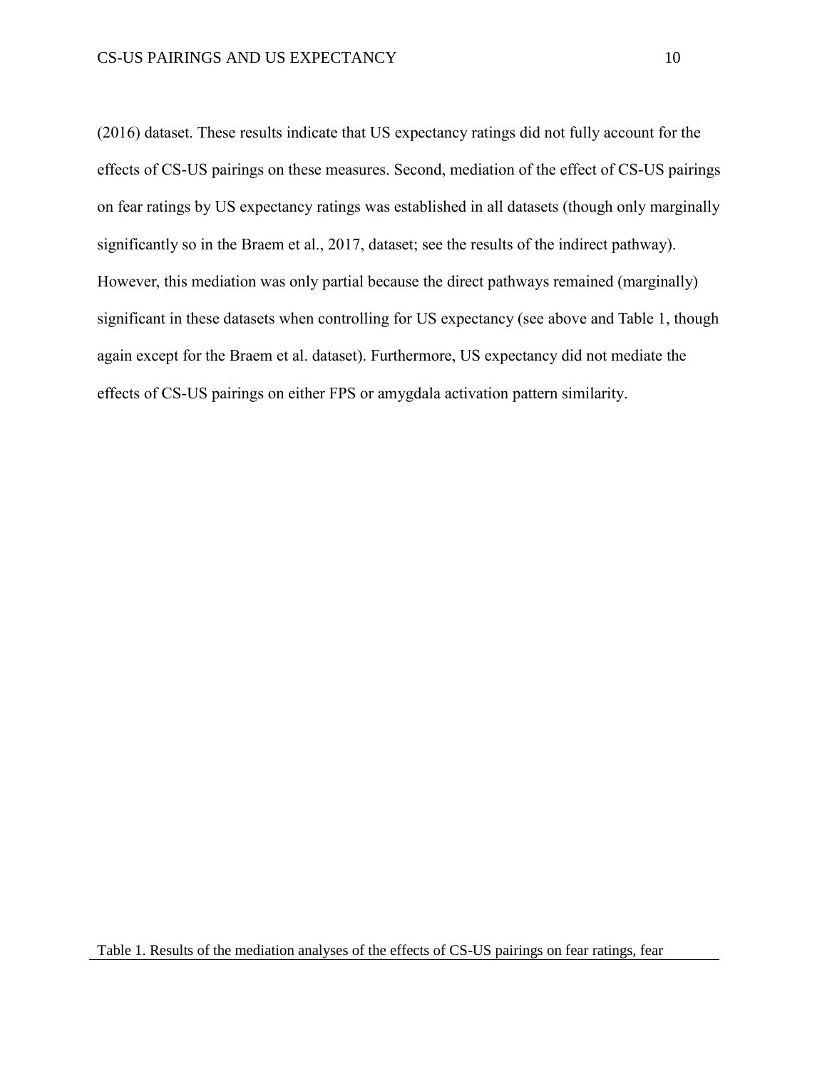(2016) dataset. These results indicate that US expectancy ratings did not fully account for the effects of CS-US pairings on these measures. Second, mediation of the effect of CS-US pairings on fear ratings by US expectancy ratings was established in all datasets (though only marginally significantly so in the Braem et al., 2017, dataset; see the results of the indirect pathway). However, this mediation was only partial because the direct pathways remained (marginally) significant in these datasets when controlling for US expectancy (see above and Table 1, though again except for the Braem et al. dataset). Furthermore, US expectancy did not mediate the effects of CS-US pairings on either FPS or amygdala activation pattern similarity.

Table 1. Results of the mediation analyses of the effects of CS-US pairings on fear ratings, fear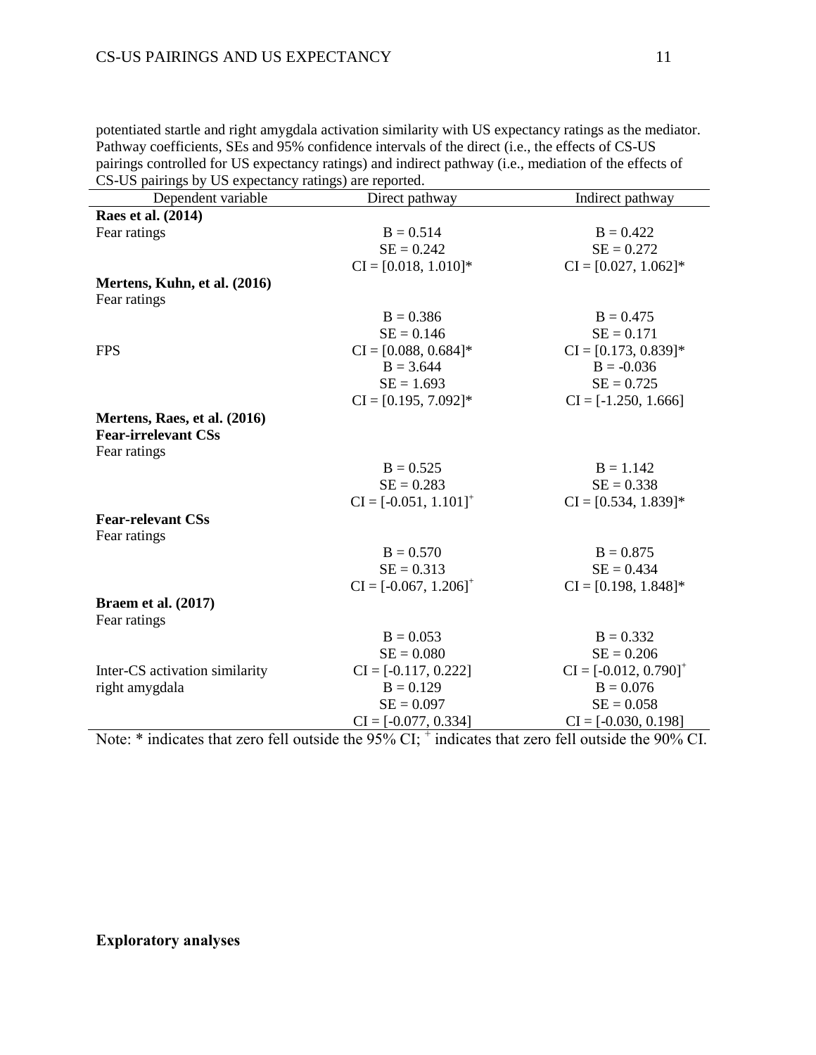potentiated startle and right amygdala activation similarity with US expectancy ratings as the mediator. Pathway coefficients, SEs and 95% confidence intervals of the direct (i.e., the effects of CS-US pairings controlled for US expectancy ratings) and indirect pathway (i.e., mediation of the effects of CS-US pairings by US expectancy ratings) are reported.

| Dependent variable | Direct pathway | Indirect pathway |
|---|---|---|
| **Raes et al. (2014)** | | |
| Fear ratings | B = 0.514 | B = 0.422 |
| | SE = 0.242 | SE = 0.272 |
| | CI = [0.018, 1.010]* | CI = [0.027, 1.062]* |
| **Mertens, Kuhn, et al. (2016)** | | |
| Fear ratings | B = 0.386 | B = 0.475 |
| | SE = 0.146 | SE = 0.171 |
| | CI = [0.088, 0.684]* | CI = [0.173, 0.839]* |
| FPS | B = 3.644 | B = -0.036 |
| | SE = 1.693 | SE = 0.725 |
| | CI = [0.195, 7.092]* | CI = [-1.250, 1.666] |
| **Mertens, Raes, et al. (2016)** | | |
| **Fear-irrelevant CSs** | | |
| Fear ratings | B = 0.525 | B = 1.142 |
| | SE = 0.283 | SE = 0.338 |
| | CI = [-0.051, 1.101][+] | CI = [0.534, 1.839]* |
| **Fear-relevant CSs** | | |
| Fear ratings | B = 0.570 | B = 0.875 |
| | SE = 0.313 | SE = 0.434 |
| | CI = [-0.067, 1.206][+] | CI = [0.198, 1.848]* |
| **Braem et al. (2017)** | | |
| Fear ratings | B = 0.053 | B = 0.332 |
| | SE = 0.080 | SE = 0.206 |
| | CI = [-0.117, 0.222] | CI = [-0.012, 0.790][+] |
| Inter-CS activation similarity right amygdala | B = 0.129 | B = 0.076 |
| | SE = 0.097 | SE = 0.058 |
| | CI = [-0.077, 0.334] | CI = [-0.030, 0.198] |

Note: * indicates that zero fell outside the 95% CI; [+] indicates that zero fell outside the 90% CI.

**Exploratory analyses**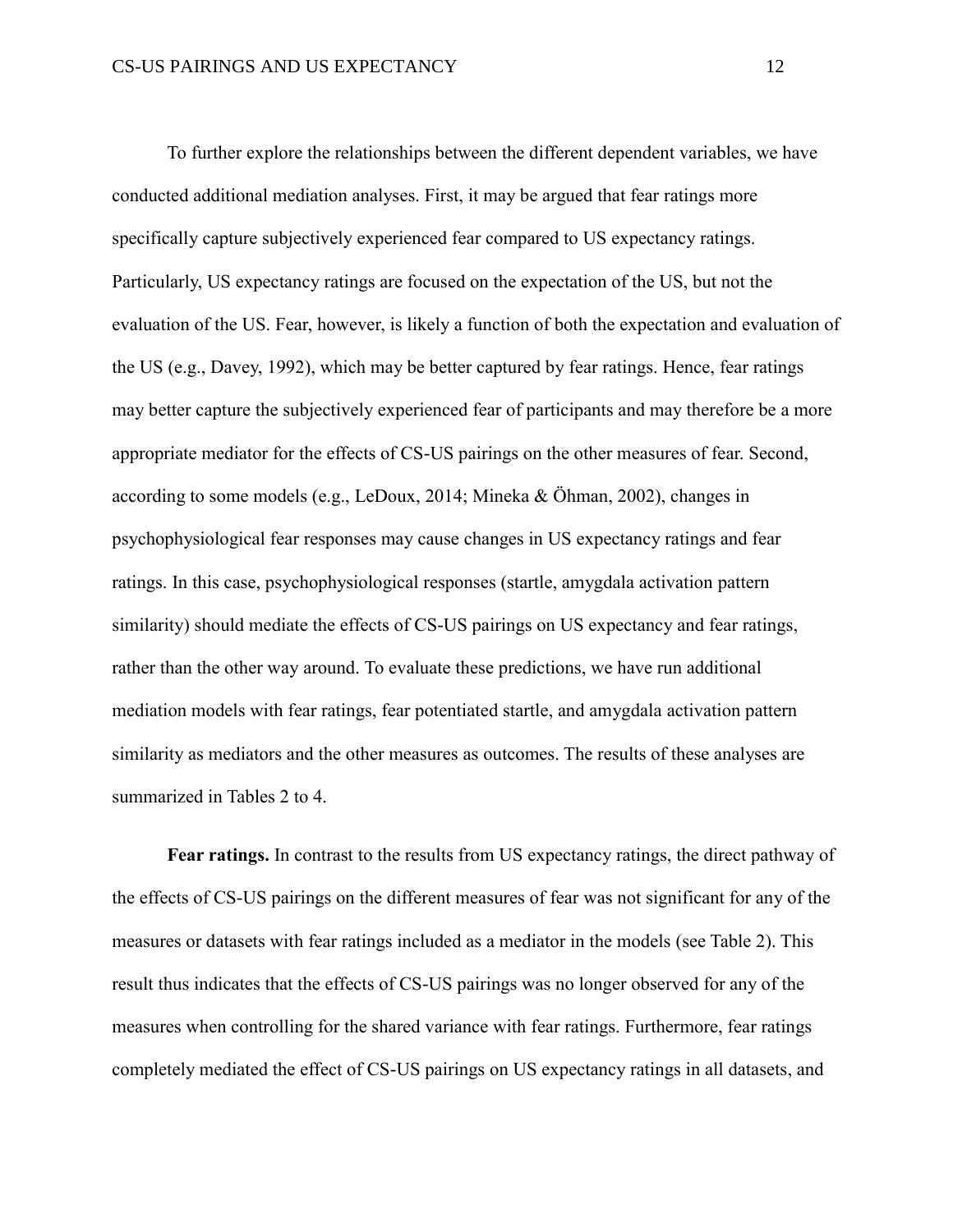To further explore the relationships between the different dependent variables, we have conducted additional mediation analyses. First, it may be argued that fear ratings more specifically capture subjectively experienced fear compared to US expectancy ratings. Particularly, US expectancy ratings are focused on the expectation of the US, but not the evaluation of the US. Fear, however, is likely a function of both the expectation and evaluation of the US (e.g., Davey, 1992), which may be better captured by fear ratings. Hence, fear ratings may better capture the subjectively experienced fear of participants and may therefore be a more appropriate mediator for the effects of CS-US pairings on the other measures of fear. Second, according to some models (e.g., LeDoux, 2014; Mineka & Öhman, 2002), changes in psychophysiological fear responses may cause changes in US expectancy ratings and fear ratings. In this case, psychophysiological responses (startle, amygdala activation pattern similarity) should mediate the effects of CS-US pairings on US expectancy and fear ratings, rather than the other way around. To evaluate these predictions, we have run additional mediation models with fear ratings, fear potentiated startle, and amygdala activation pattern similarity as mediators and the other measures as outcomes. The results of these analyses are summarized in Tables 2 to 4.

**Fear ratings.** In contrast to the results from US expectancy ratings, the direct pathway of the effects of CS-US pairings on the different measures of fear was not significant for any of the measures or datasets with fear ratings included as a mediator in the models (see Table 2). This result thus indicates that the effects of CS-US pairings was no longer observed for any of the measures when controlling for the shared variance with fear ratings. Furthermore, fear ratings completely mediated the effect of CS-US pairings on US expectancy ratings in all datasets, and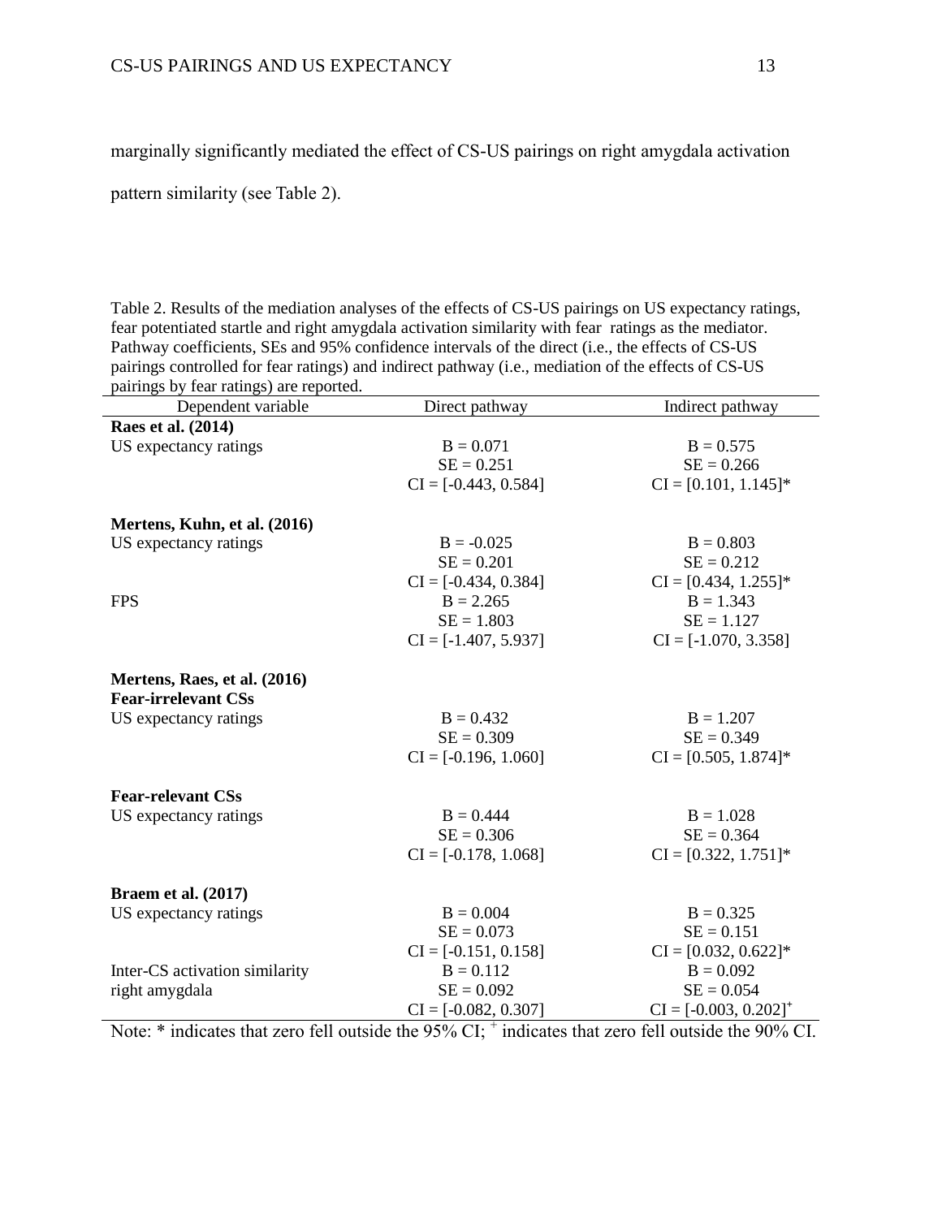marginally significantly mediated the effect of CS-US pairings on right amygdala activation pattern similarity (see Table 2).

Table 2. Results of the mediation analyses of the effects of CS-US pairings on US expectancy ratings, fear potentiated startle and right amygdala activation similarity with fear ratings as the mediator. Pathway coefficients, SEs and 95% confidence intervals of the direct (i.e., the effects of CS-US pairings controlled for fear ratings) and indirect pathway (i.e., mediation of the effects of CS-US pairings by fear ratings) are reported.

| Dependent variable | Direct pathway | Indirect pathway |
|---|---|---|
| **Raes et al. (2014)** | | |
| US expectancy ratings | B = 0.071<br>SE = 0.251<br>CI = [-0.443, 0.584] | B = 0.575<br>SE = 0.266<br>CI = [0.101, 1.145]* |
| **Mertens, Kuhn, et al. (2016)** | | |
| US expectancy ratings | B = -0.025<br>SE = 0.201<br>CI = [-0.434, 0.384] | B = 0.803<br>SE = 0.212<br>CI = [0.434, 1.255]* |
| FPS | B = 2.265<br>SE = 1.803<br>CI = [-1.407, 5.937] | B = 1.343<br>SE = 1.127<br>CI = [-1.070, 3.358] |
| **Mertens, Raes, et al. (2016)** | | |
| **Fear-irrelevant CSs** | | |
| US expectancy ratings | B = 0.432<br>SE = 0.309<br>CI = [-0.196, 1.060] | B = 1.207<br>SE = 0.349<br>CI = [0.505, 1.874]* |
| **Fear-relevant CSs** | | |
| US expectancy ratings | B = 0.444<br>SE = 0.306<br>CI = [-0.178, 1.068] | B = 1.028<br>SE = 0.364<br>CI = [0.322, 1.751]* |
| **Braem et al. (2017)** | | |
| US expectancy ratings | B = 0.004<br>SE = 0.073<br>CI = [-0.151, 0.158] | B = 0.325<br>SE = 0.151<br>CI = [0.032, 0.622]* |
| Inter-CS activation similarity right amygdala | B = 0.112<br>SE = 0.092<br>CI = [-0.082, 0.307] | B = 0.092<br>SE = 0.054<br>CI = [-0.003, 0.202]$^{+}$ |

Note: * indicates that zero fell outside the 95% CI; $^{+}$ indicates that zero fell outside the 90% CI.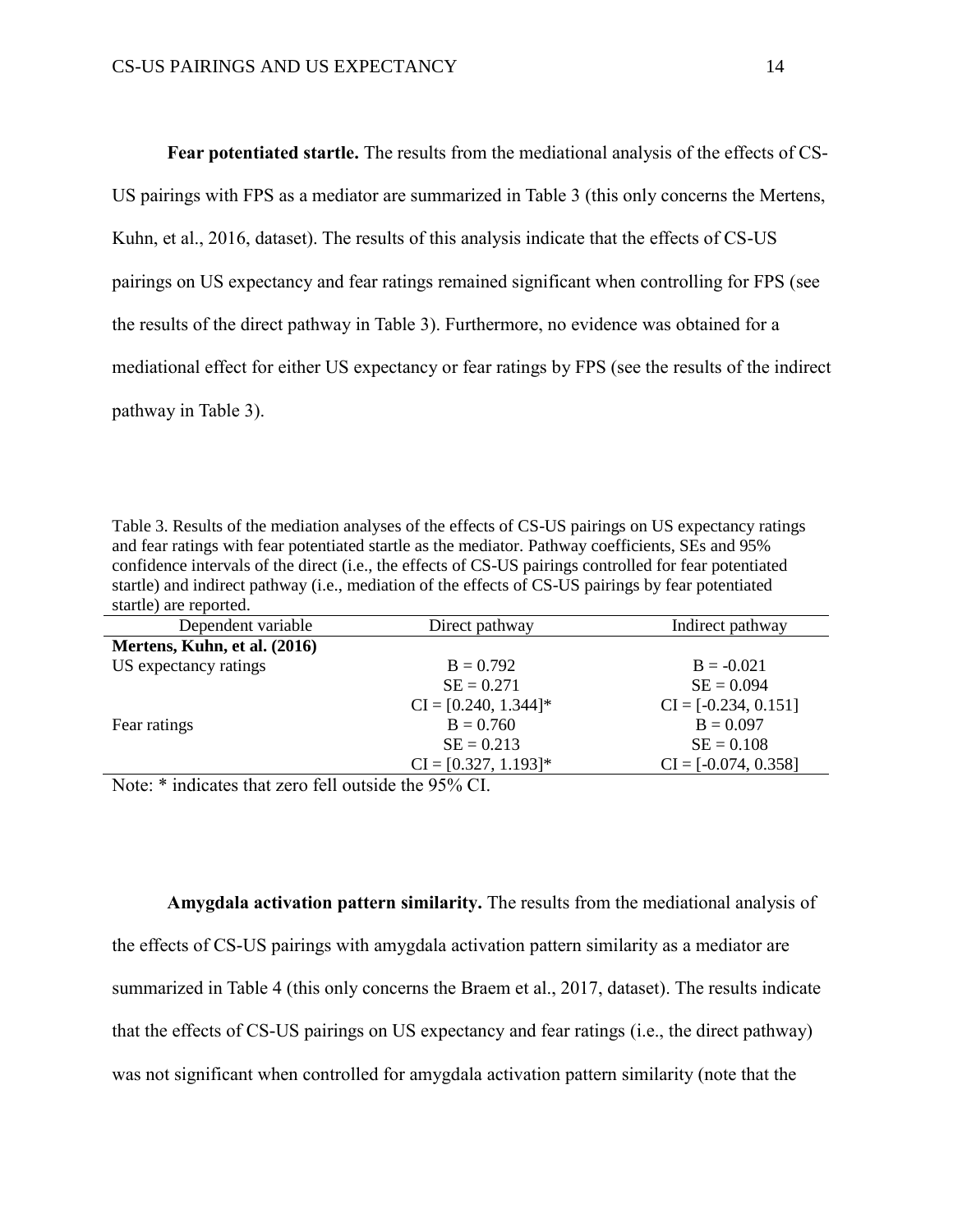**Fear potentiated startle.** The results from the mediational analysis of the effects of CS-US pairings with FPS as a mediator are summarized in Table 3 (this only concerns the Mertens, Kuhn, et al., 2016, dataset). The results of this analysis indicate that the effects of CS-US pairings on US expectancy and fear ratings remained significant when controlling for FPS (see the results of the direct pathway in Table 3). Furthermore, no evidence was obtained for a mediational effect for either US expectancy or fear ratings by FPS (see the results of the indirect pathway in Table 3).

Table 3. Results of the mediation analyses of the effects of CS-US pairings on US expectancy ratings and fear ratings with fear potentiated startle as the mediator. Pathway coefficients, SEs and 95% confidence intervals of the direct (i.e., the effects of CS-US pairings controlled for fear potentiated startle) and indirect pathway (i.e., mediation of the effects of CS-US pairings by fear potentiated startle) are reported.

| Dependent variable | Direct pathway | Indirect pathway |
|---|---|---|
| **Mertens, Kuhn, et al. (2016)** | | |
| US expectancy ratings | B = 0.792 | B = -0.021 |
| | SE = 0.271 | SE = 0.094 |
| | CI = [0.240, 1.344]* | CI = [-0.234, 0.151] |
| Fear ratings | B = 0.760 | B = 0.097 |
| | SE = 0.213 | SE = 0.108 |
| | CI = [0.327, 1.193]* | CI = [-0.074, 0.358] |

Note: * indicates that zero fell outside the 95% CI.

**Amygdala activation pattern similarity.** The results from the mediational analysis of the effects of CS-US pairings with amygdala activation pattern similarity as a mediator are summarized in Table 4 (this only concerns the Braem et al., 2017, dataset). The results indicate that the effects of CS-US pairings on US expectancy and fear ratings (i.e., the direct pathway) was not significant when controlled for amygdala activation pattern similarity (note that the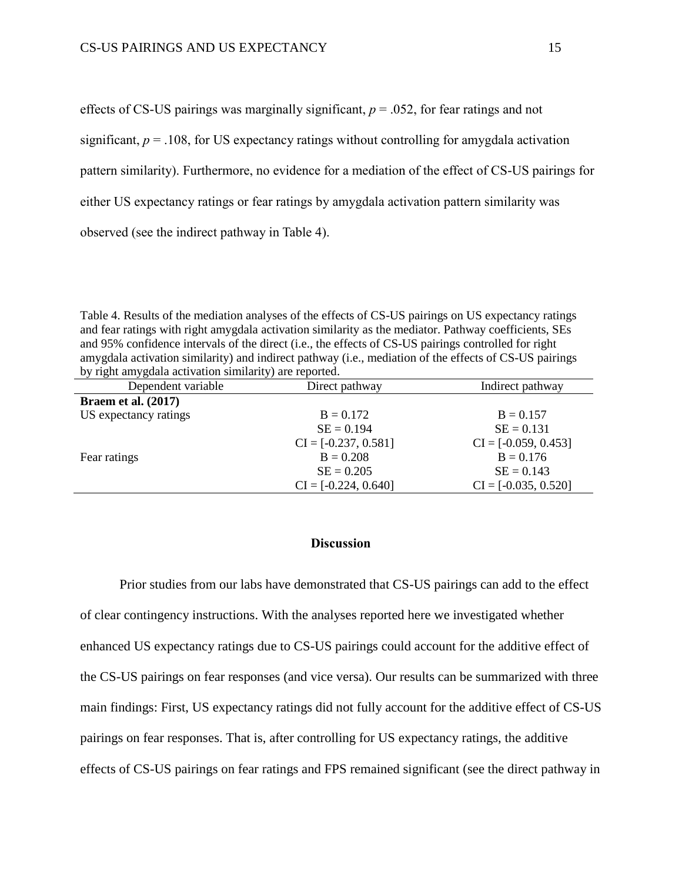effects of CS-US pairings was marginally significant, $p = .052$, for fear ratings and not significant, $p = .108$, for US expectancy ratings without controlling for amygdala activation pattern similarity). Furthermore, no evidence for a mediation of the effect of CS-US pairings for either US expectancy ratings or fear ratings by amygdala activation pattern similarity was observed (see the indirect pathway in Table 4).

Table 4. Results of the mediation analyses of the effects of CS-US pairings on US expectancy ratings and fear ratings with right amygdala activation similarity as the mediator. Pathway coefficients, SEs and 95% confidence intervals of the direct (i.e., the effects of CS-US pairings controlled for right amygdala activation similarity) and indirect pathway (i.e., mediation of the effects of CS-US pairings by right amygdala activation similarity) are reported.

| Dependent variable | Direct pathway | Indirect pathway |
| --- | --- | --- |
| **Braem et al. (2017)** | | |
| US expectancy ratings | B = 0.172 | B = 0.157 |
| | SE = 0.194 | SE = 0.131 |
| | CI = [-0.237, 0.581] | CI = [-0.059, 0.453] |
| Fear ratings | B = 0.208 | B = 0.176 |
| | SE = 0.205 | SE = 0.143 |
| | CI = [-0.224, 0.640] | CI = [-0.035, 0.520] |

## Discussion

Prior studies from our labs have demonstrated that CS-US pairings can add to the effect of clear contingency instructions. With the analyses reported here we investigated whether enhanced US expectancy ratings due to CS-US pairings could account for the additive effect of the CS-US pairings on fear responses (and vice versa). Our results can be summarized with three main findings: First, US expectancy ratings did not fully account for the additive effect of CS-US pairings on fear responses. That is, after controlling for US expectancy ratings, the additive effects of CS-US pairings on fear ratings and FPS remained significant (see the direct pathway in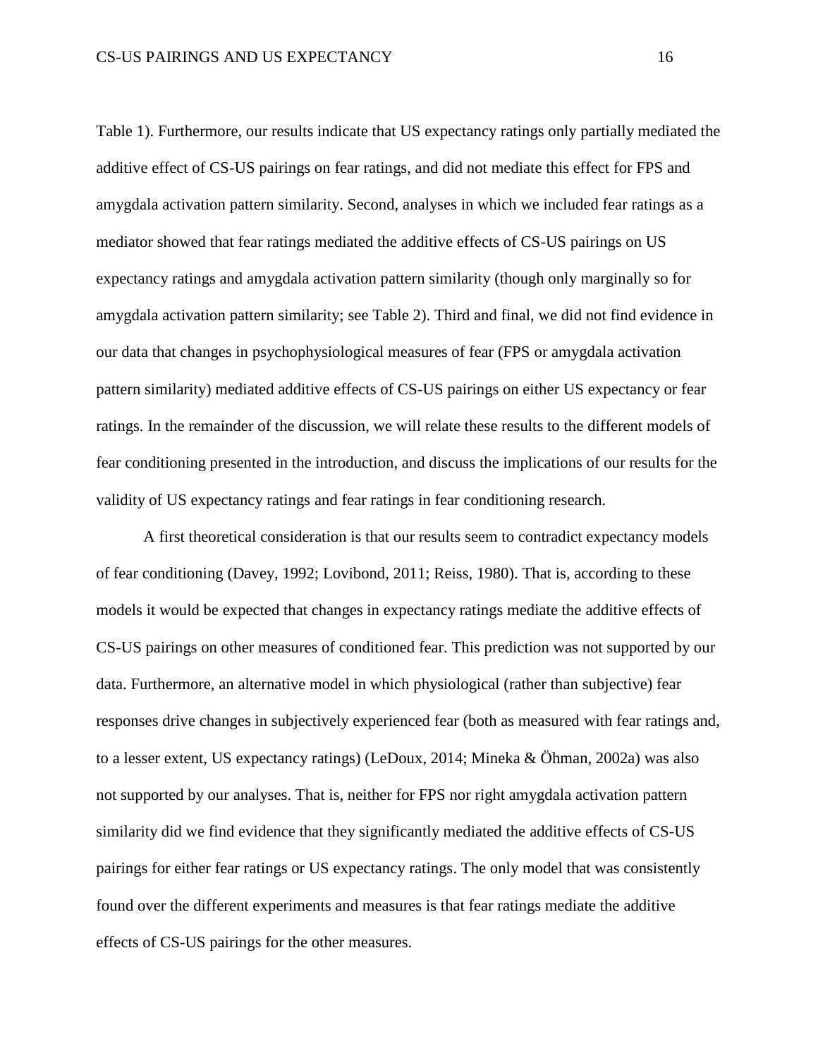Table 1). Furthermore, our results indicate that US expectancy ratings only partially mediated the additive effect of CS-US pairings on fear ratings, and did not mediate this effect for FPS and amygdala activation pattern similarity. Second, analyses in which we included fear ratings as a mediator showed that fear ratings mediated the additive effects of CS-US pairings on US expectancy ratings and amygdala activation pattern similarity (though only marginally so for amygdala activation pattern similarity; see Table 2). Third and final, we did not find evidence in our data that changes in psychophysiological measures of fear (FPS or amygdala activation pattern similarity) mediated additive effects of CS-US pairings on either US expectancy or fear ratings. In the remainder of the discussion, we will relate these results to the different models of fear conditioning presented in the introduction, and discuss the implications of our results for the validity of US expectancy ratings and fear ratings in fear conditioning research.

A first theoretical consideration is that our results seem to contradict expectancy models of fear conditioning (Davey, 1992; Lovibond, 2011; Reiss, 1980). That is, according to these models it would be expected that changes in expectancy ratings mediate the additive effects of CS-US pairings on other measures of conditioned fear. This prediction was not supported by our data. Furthermore, an alternative model in which physiological (rather than subjective) fear responses drive changes in subjectively experienced fear (both as measured with fear ratings and, to a lesser extent, US expectancy ratings) (LeDoux, 2014; Mineka & Öhman, 2002a) was also not supported by our analyses. That is, neither for FPS nor right amygdala activation pattern similarity did we find evidence that they significantly mediated the additive effects of CS-US pairings for either fear ratings or US expectancy ratings. The only model that was consistently found over the different experiments and measures is that fear ratings mediate the additive effects of CS-US pairings for the other measures.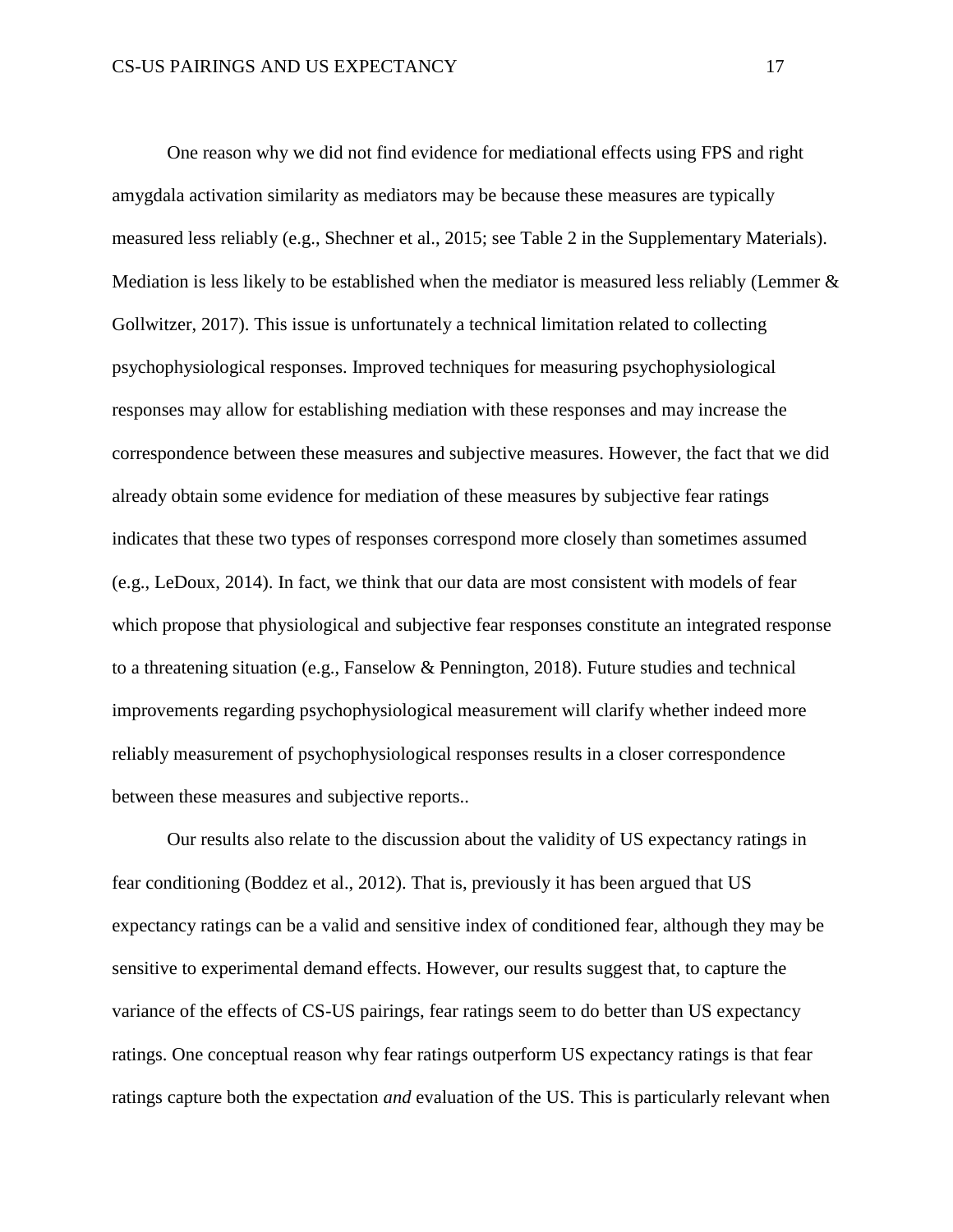One reason why we did not find evidence for mediational effects using FPS and right amygdala activation similarity as mediators may be because these measures are typically measured less reliably (e.g., Shechner et al., 2015; see Table 2 in the Supplementary Materials). Mediation is less likely to be established when the mediator is measured less reliably (Lemmer & Gollwitzer, 2017). This issue is unfortunately a technical limitation related to collecting psychophysiological responses. Improved techniques for measuring psychophysiological responses may allow for establishing mediation with these responses and may increase the correspondence between these measures and subjective measures. However, the fact that we did already obtain some evidence for mediation of these measures by subjective fear ratings indicates that these two types of responses correspond more closely than sometimes assumed (e.g., LeDoux, 2014). In fact, we think that our data are most consistent with models of fear which propose that physiological and subjective fear responses constitute an integrated response to a threatening situation (e.g., Fanselow & Pennington, 2018). Future studies and technical improvements regarding psychophysiological measurement will clarify whether indeed more reliably measurement of psychophysiological responses results in a closer correspondence between these measures and subjective reports..

Our results also relate to the discussion about the validity of US expectancy ratings in fear conditioning (Boddez et al., 2012). That is, previously it has been argued that US expectancy ratings can be a valid and sensitive index of conditioned fear, although they may be sensitive to experimental demand effects. However, our results suggest that, to capture the variance of the effects of CS-US pairings, fear ratings seem to do better than US expectancy ratings. One conceptual reason why fear ratings outperform US expectancy ratings is that fear ratings capture both the expectation *and* evaluation of the US. This is particularly relevant when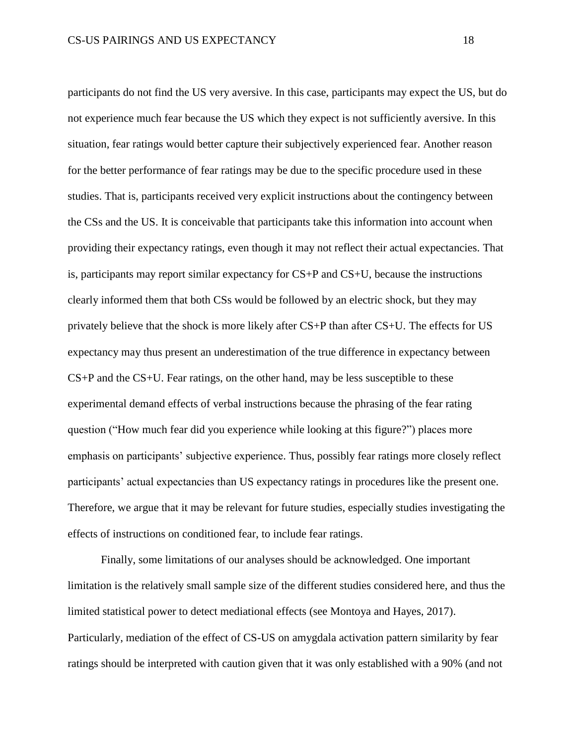participants do not find the US very aversive. In this case, participants may expect the US, but do not experience much fear because the US which they expect is not sufficiently aversive. In this situation, fear ratings would better capture their subjectively experienced fear. Another reason for the better performance of fear ratings may be due to the specific procedure used in these studies. That is, participants received very explicit instructions about the contingency between the CSs and the US. It is conceivable that participants take this information into account when providing their expectancy ratings, even though it may not reflect their actual expectancies. That is, participants may report similar expectancy for CS+P and CS+U, because the instructions clearly informed them that both CSs would be followed by an electric shock, but they may privately believe that the shock is more likely after CS+P than after CS+U. The effects for US expectancy may thus present an underestimation of the true difference in expectancy between CS+P and the CS+U. Fear ratings, on the other hand, may be less susceptible to these experimental demand effects of verbal instructions because the phrasing of the fear rating question ("How much fear did you experience while looking at this figure?") places more emphasis on participants' subjective experience. Thus, possibly fear ratings more closely reflect participants' actual expectancies than US expectancy ratings in procedures like the present one. Therefore, we argue that it may be relevant for future studies, especially studies investigating the effects of instructions on conditioned fear, to include fear ratings.

Finally, some limitations of our analyses should be acknowledged. One important limitation is the relatively small sample size of the different studies considered here, and thus the limited statistical power to detect mediational effects (see Montoya and Hayes, 2017). Particularly, mediation of the effect of CS-US on amygdala activation pattern similarity by fear ratings should be interpreted with caution given that it was only established with a 90% (and not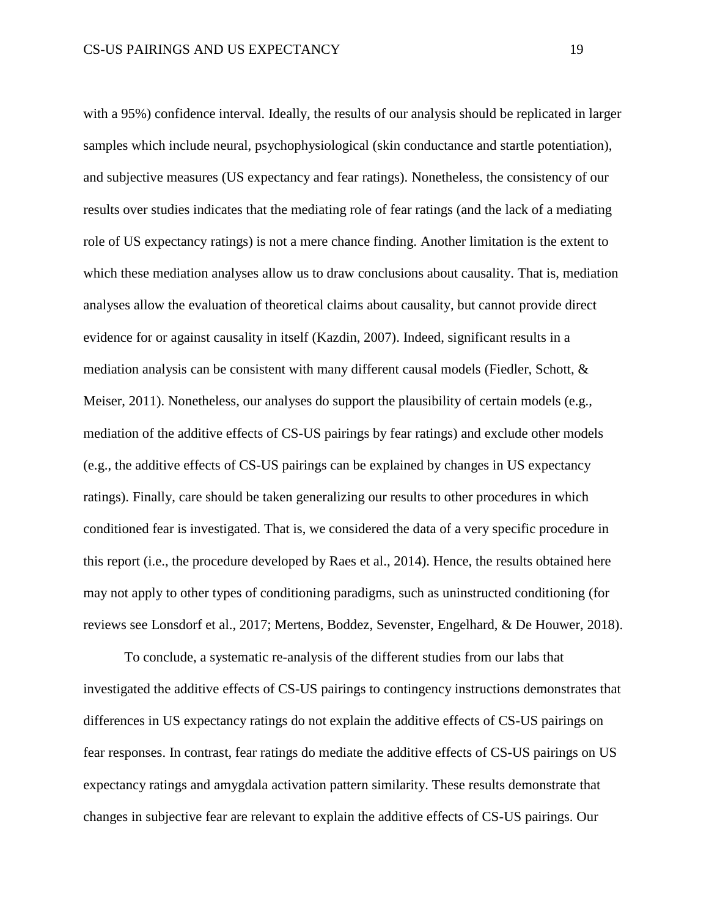with a 95%) confidence interval. Ideally, the results of our analysis should be replicated in larger samples which include neural, psychophysiological (skin conductance and startle potentiation), and subjective measures (US expectancy and fear ratings). Nonetheless, the consistency of our results over studies indicates that the mediating role of fear ratings (and the lack of a mediating role of US expectancy ratings) is not a mere chance finding. Another limitation is the extent to which these mediation analyses allow us to draw conclusions about causality. That is, mediation analyses allow the evaluation of theoretical claims about causality, but cannot provide direct evidence for or against causality in itself (Kazdin, 2007). Indeed, significant results in a mediation analysis can be consistent with many different causal models (Fiedler, Schott, & Meiser, 2011). Nonetheless, our analyses do support the plausibility of certain models (e.g., mediation of the additive effects of CS-US pairings by fear ratings) and exclude other models (e.g., the additive effects of CS-US pairings can be explained by changes in US expectancy ratings). Finally, care should be taken generalizing our results to other procedures in which conditioned fear is investigated. That is, we considered the data of a very specific procedure in this report (i.e., the procedure developed by Raes et al., 2014). Hence, the results obtained here may not apply to other types of conditioning paradigms, such as uninstructed conditioning (for reviews see Lonsdorf et al., 2017; Mertens, Boddez, Sevenster, Engelhard, & De Houwer, 2018).

To conclude, a systematic re-analysis of the different studies from our labs that investigated the additive effects of CS-US pairings to contingency instructions demonstrates that differences in US expectancy ratings do not explain the additive effects of CS-US pairings on fear responses. In contrast, fear ratings do mediate the additive effects of CS-US pairings on US expectancy ratings and amygdala activation pattern similarity. These results demonstrate that changes in subjective fear are relevant to explain the additive effects of CS-US pairings. Our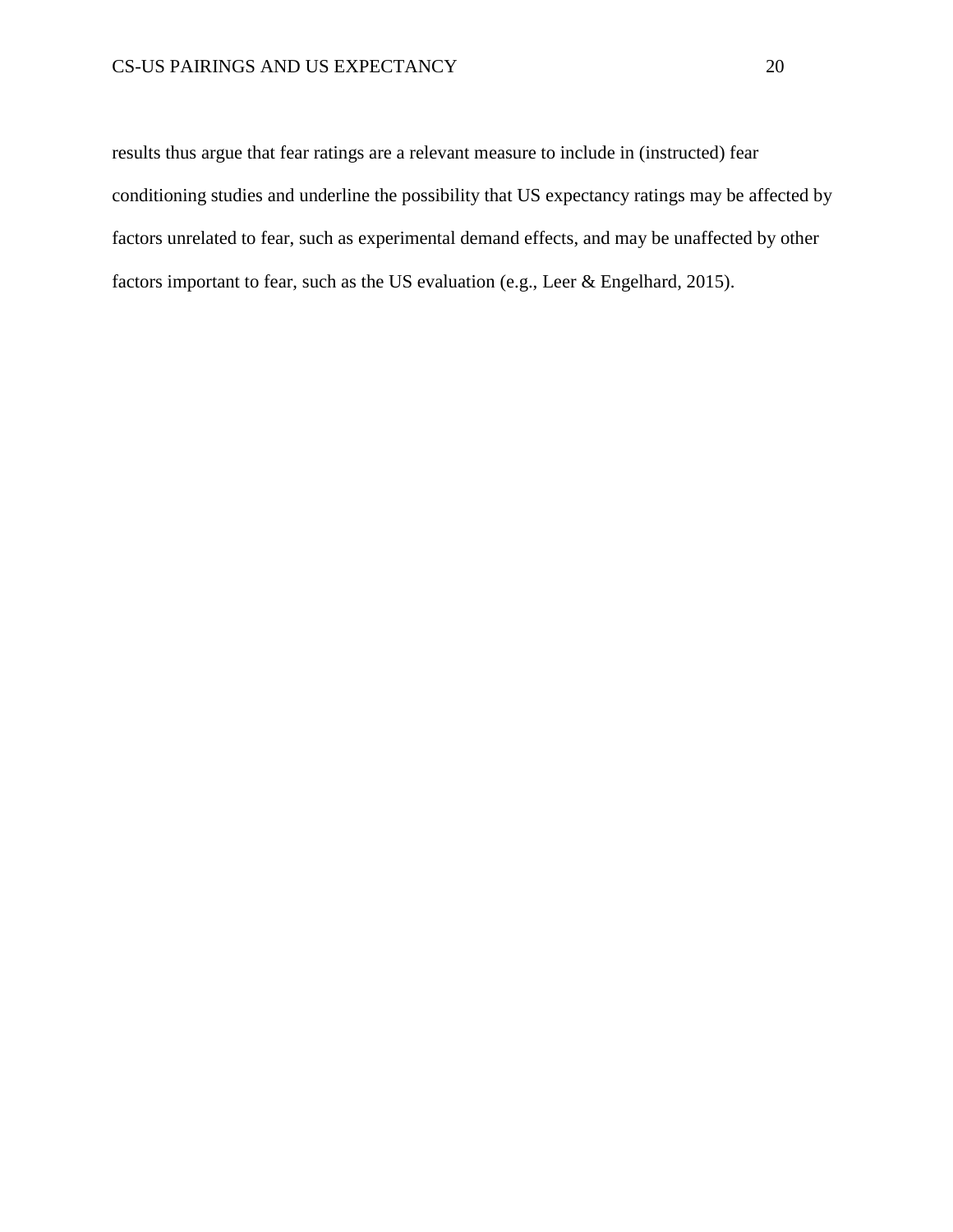results thus argue that fear ratings are a relevant measure to include in (instructed) fear conditioning studies and underline the possibility that US expectancy ratings may be affected by factors unrelated to fear, such as experimental demand effects, and may be unaffected by other factors important to fear, such as the US evaluation (e.g., Leer & Engelhard, 2015).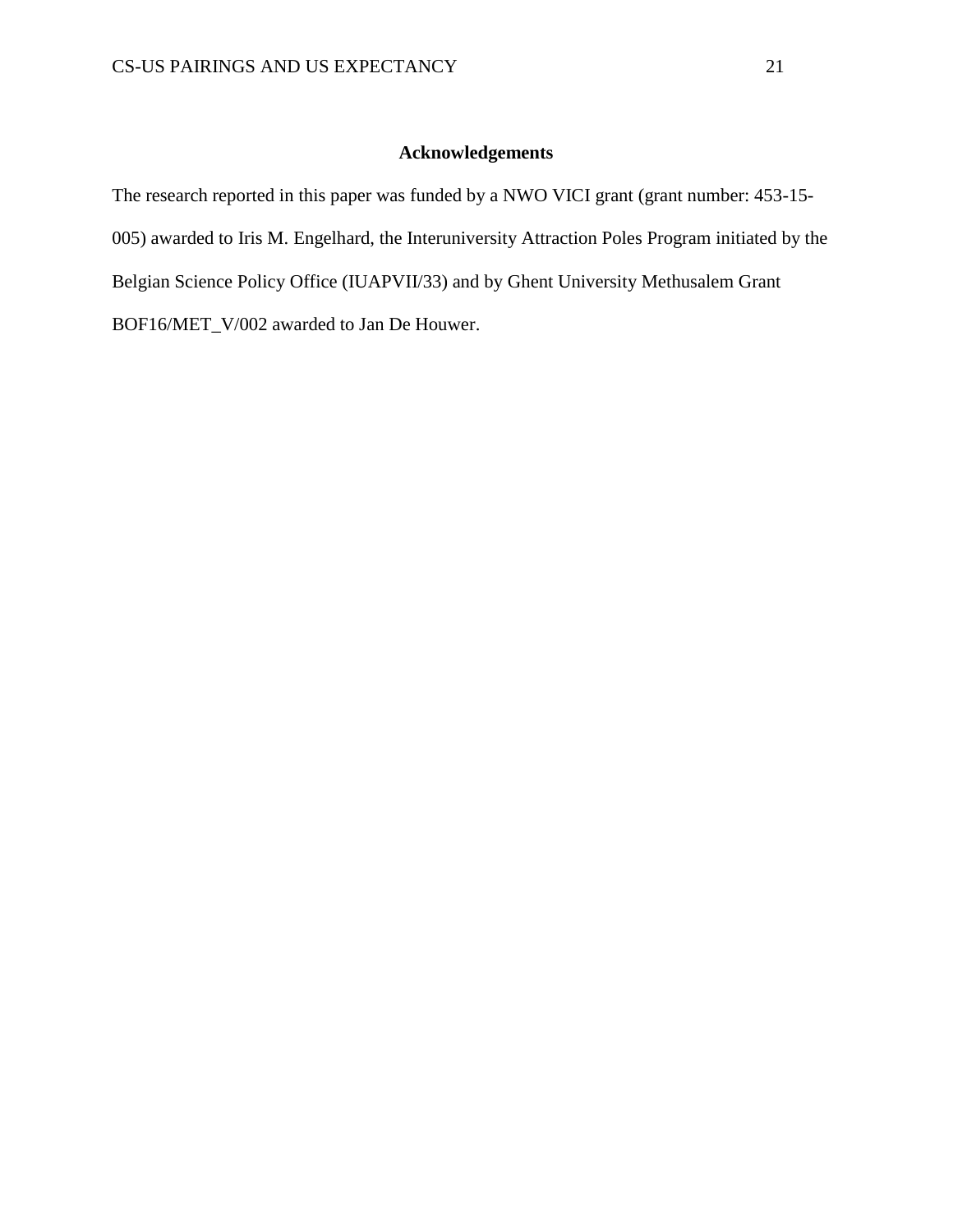## Acknowledgements

The research reported in this paper was funded by a NWO VICI grant (grant number: 453-15-005) awarded to Iris M. Engelhard, the Interuniversity Attraction Poles Program initiated by the Belgian Science Policy Office (IUAPVII/33) and by Ghent University Methusalem Grant BOF16/MET_V/002 awarded to Jan De Houwer.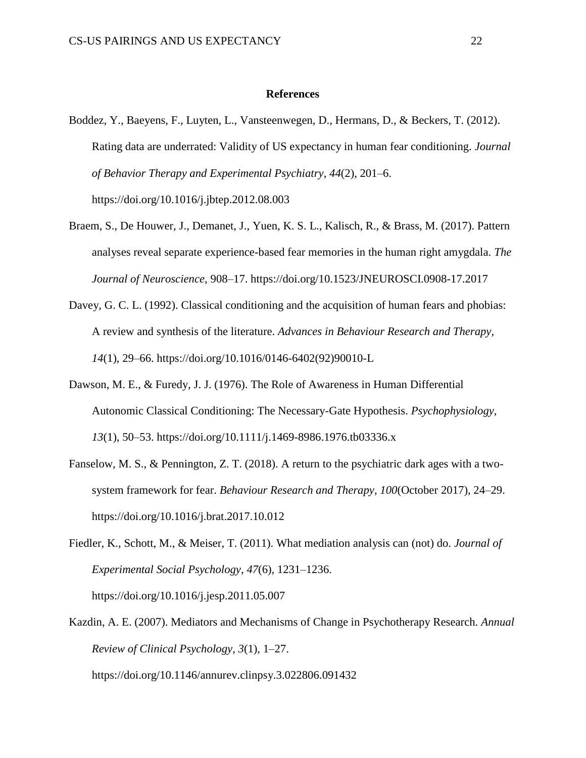# References

Boddez, Y., Baeyens, F., Luyten, L., Vansteenwegen, D., Hermans, D., & Beckers, T. (2012). Rating data are underrated: Validity of US expectancy in human fear conditioning. *Journal of Behavior Therapy and Experimental Psychiatry*, *44*(2), 201–6. https://doi.org/10.1016/j.jbtep.2012.08.003

Braem, S., De Houwer, J., Demanet, J., Yuen, K. S. L., Kalisch, R., & Brass, M. (2017). Pattern analyses reveal separate experience-based fear memories in the human right amygdala. *The Journal of Neuroscience*, 908–17. https://doi.org/10.1523/JNEUROSCI.0908-17.2017

Davey, G. C. L. (1992). Classical conditioning and the acquisition of human fears and phobias: A review and synthesis of the literature. *Advances in Behaviour Research and Therapy*, *14*(1), 29–66. https://doi.org/10.1016/0146-6402(92)90010-L

Dawson, M. E., & Furedy, J. J. (1976). The Role of Awareness in Human Differential Autonomic Classical Conditioning: The Necessary-Gate Hypothesis. *Psychophysiology*, *13*(1), 50–53. https://doi.org/10.1111/j.1469-8986.1976.tb03336.x

Fanselow, M. S., & Pennington, Z. T. (2018). A return to the psychiatric dark ages with a two-system framework for fear. *Behaviour Research and Therapy*, *100*(October 2017), 24–29. https://doi.org/10.1016/j.brat.2017.10.012

Fiedler, K., Schott, M., & Meiser, T. (2011). What mediation analysis can (not) do. *Journal of Experimental Social Psychology*, *47*(6), 1231–1236. https://doi.org/10.1016/j.jesp.2011.05.007

Kazdin, A. E. (2007). Mediators and Mechanisms of Change in Psychotherapy Research. *Annual Review of Clinical Psychology*, *3*(1), 1–27. https://doi.org/10.1146/annurev.clinpsy.3.022806.091432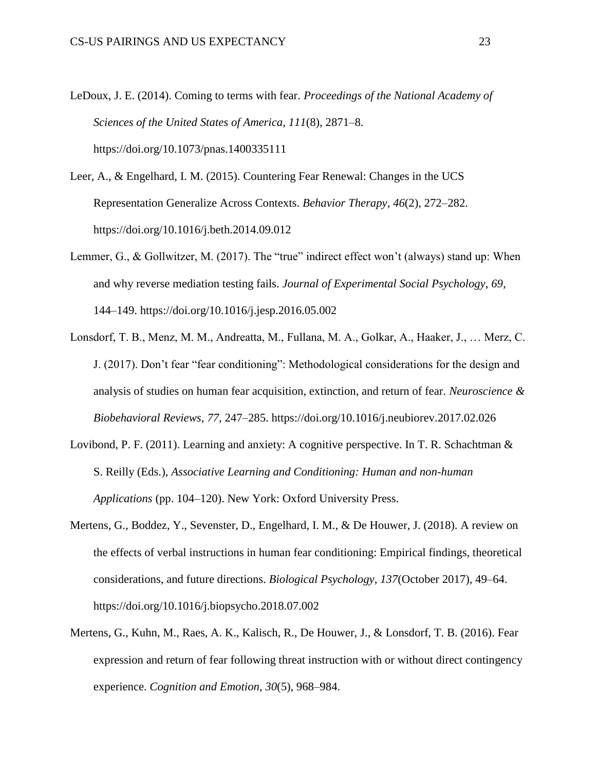LeDoux, J. E. (2014). Coming to terms with fear. *Proceedings of the National Academy of Sciences of the United States of America*, *111*(8), 2871–8. https://doi.org/10.1073/pnas.1400335111

Leer, A., & Engelhard, I. M. (2015). Countering Fear Renewal: Changes in the UCS Representation Generalize Across Contexts. *Behavior Therapy*, *46*(2), 272–282. https://doi.org/10.1016/j.beth.2014.09.012

Lemmer, G., & Gollwitzer, M. (2017). The "true" indirect effect won't (always) stand up: When and why reverse mediation testing fails. *Journal of Experimental Social Psychology*, *69*, 144–149. https://doi.org/10.1016/j.jesp.2016.05.002

Lonsdorf, T. B., Menz, M. M., Andreatta, M., Fullana, M. A., Golkar, A., Haaker, J., … Merz, C. J. (2017). Don't fear "fear conditioning": Methodological considerations for the design and analysis of studies on human fear acquisition, extinction, and return of fear. *Neuroscience & Biobehavioral Reviews*, *77*, 247–285. https://doi.org/10.1016/j.neubiorev.2017.02.026

Lovibond, P. F. (2011). Learning and anxiety: A cognitive perspective. In T. R. Schachtman & S. Reilly (Eds.), *Associative Learning and Conditioning: Human and non-human Applications* (pp. 104–120). New York: Oxford University Press.

Mertens, G., Boddez, Y., Sevenster, D., Engelhard, I. M., & De Houwer, J. (2018). A review on the effects of verbal instructions in human fear conditioning: Empirical findings, theoretical considerations, and future directions. *Biological Psychology*, *137*(October 2017), 49–64. https://doi.org/10.1016/j.biopsycho.2018.07.002

Mertens, G., Kuhn, M., Raes, A. K., Kalisch, R., De Houwer, J., & Lonsdorf, T. B. (2016). Fear expression and return of fear following threat instruction with or without direct contingency experience. *Cognition and Emotion*, *30*(5), 968–984.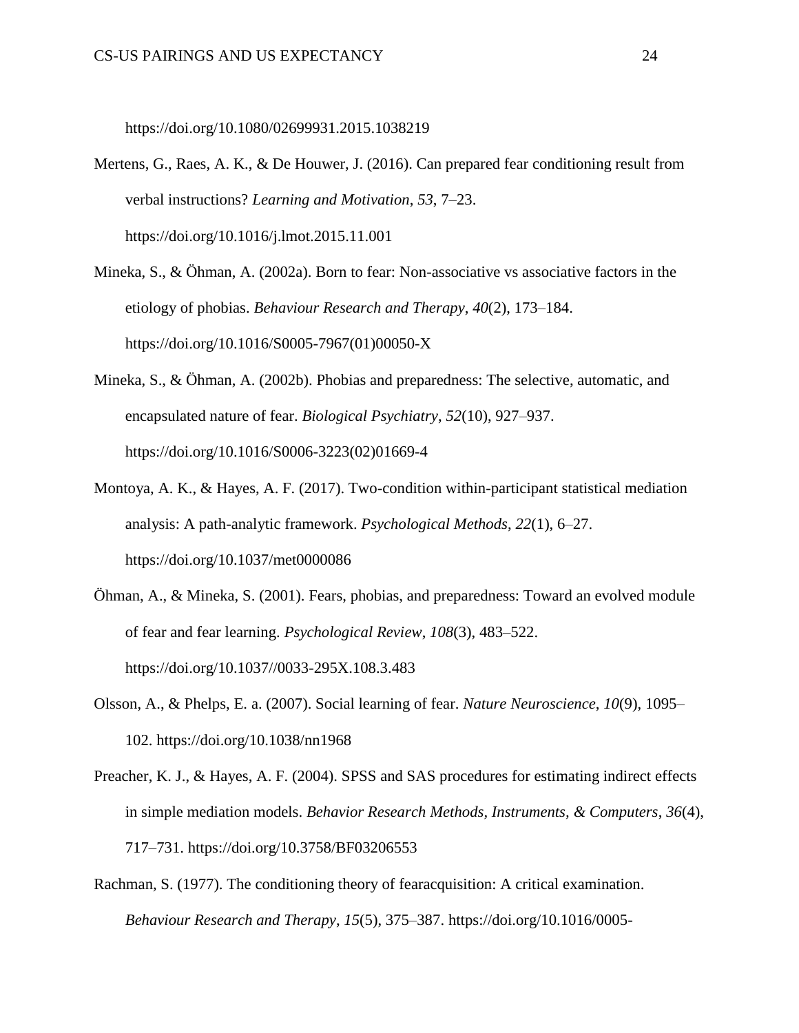https://doi.org/10.1080/02699931.2015.1038219

Mertens, G., Raes, A. K., & De Houwer, J. (2016). Can prepared fear conditioning result from verbal instructions? *Learning and Motivation*, *53*, 7–23. https://doi.org/10.1016/j.lmot.2015.11.001

Mineka, S., & Öhman, A. (2002a). Born to fear: Non-associative vs associative factors in the etiology of phobias. *Behaviour Research and Therapy*, *40*(2), 173–184. https://doi.org/10.1016/S0005-7967(01)00050-X

Mineka, S., & Öhman, A. (2002b). Phobias and preparedness: The selective, automatic, and encapsulated nature of fear. *Biological Psychiatry*, *52*(10), 927–937. https://doi.org/10.1016/S0006-3223(02)01669-4

Montoya, A. K., & Hayes, A. F. (2017). Two-condition within-participant statistical mediation analysis: A path-analytic framework. *Psychological Methods*, *22*(1), 6–27. https://doi.org/10.1037/met0000086

Öhman, A., & Mineka, S. (2001). Fears, phobias, and preparedness: Toward an evolved module of fear and fear learning. *Psychological Review*, *108*(3), 483–522. https://doi.org/10.1037//0033-295X.108.3.483

Olsson, A., & Phelps, E. a. (2007). Social learning of fear. *Nature Neuroscience*, *10*(9), 1095–102. https://doi.org/10.1038/nn1968

Preacher, K. J., & Hayes, A. F. (2004). SPSS and SAS procedures for estimating indirect effects in simple mediation models. *Behavior Research Methods, Instruments, & Computers*, *36*(4), 717–731. https://doi.org/10.3758/BF03206553

Rachman, S. (1977). The conditioning theory of fearacquisition: A critical examination. *Behaviour Research and Therapy*, *15*(5), 375–387. https://doi.org/10.1016/0005-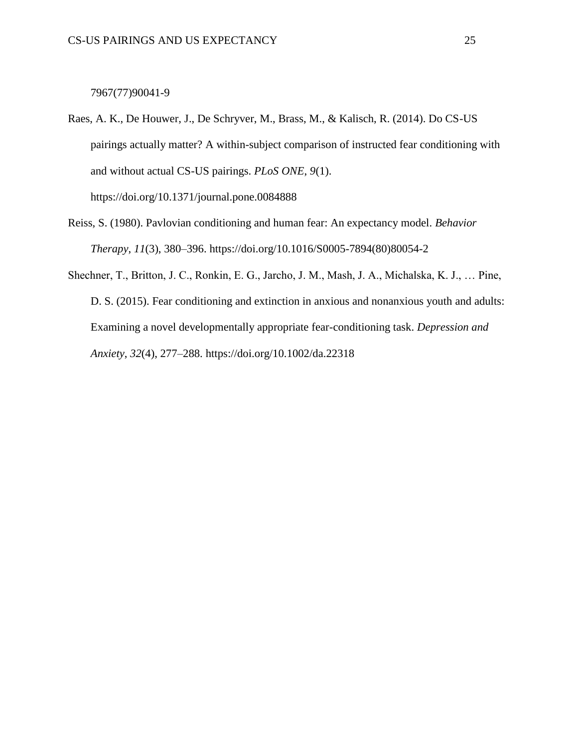7967(77)90041-9

Raes, A. K., De Houwer, J., De Schryver, M., Brass, M., & Kalisch, R. (2014). Do CS-US pairings actually matter? A within-subject comparison of instructed fear conditioning with and without actual CS-US pairings. *PLoS ONE*, *9*(1). https://doi.org/10.1371/journal.pone.0084888

Reiss, S. (1980). Pavlovian conditioning and human fear: An expectancy model. *Behavior Therapy*, *11*(3), 380–396. https://doi.org/10.1016/S0005-7894(80)80054-2

Shechner, T., Britton, J. C., Ronkin, E. G., Jarcho, J. M., Mash, J. A., Michalska, K. J., … Pine, D. S. (2015). Fear conditioning and extinction in anxious and nonanxious youth and adults: Examining a novel developmentally appropriate fear-conditioning task. *Depression and Anxiety*, *32*(4), 277–288. https://doi.org/10.1002/da.22318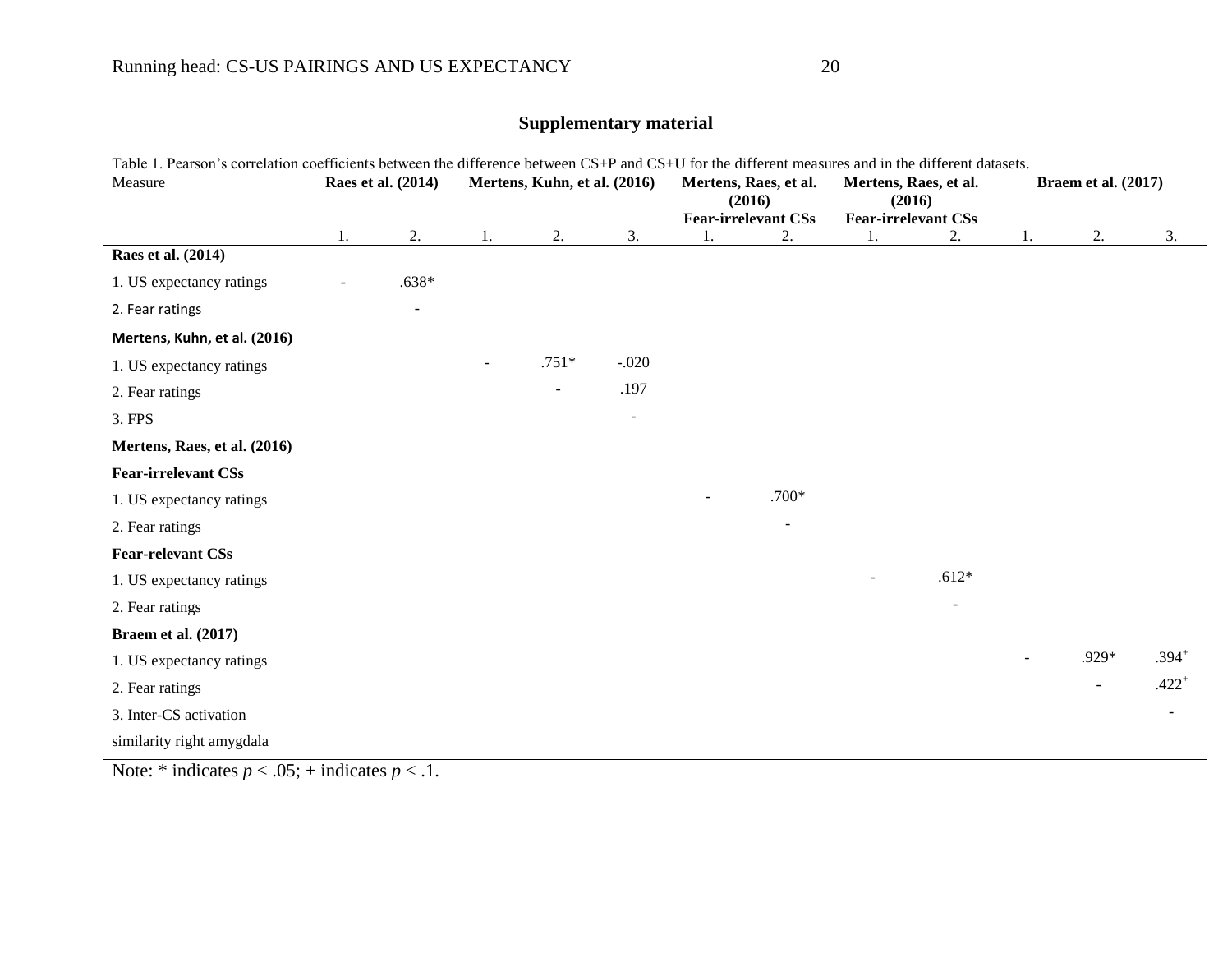## Supplementary material

Table 1. Pearson's correlation coefficients between the difference between CS+P and CS+U for the different measures and in the different datasets.

| Measure | Raes et al. (2014) | | Mertens, Kuhn, et al. (2016) | | | Mertens, Raes, et al. (2016) Fear-irrelevant CSs | | Mertens, Raes, et al. (2016) Fear-irrelevant CSs | | Braem et al. (2017) | | |
|---|---|---|---|---|---|---|---|---|---|---|---|---|
| | 1. | 2. | 1. | 2. | 3. | 1. | 2. | 1. | 2. | 1. | 2. | 3. |
| **Raes et al. (2014)** | | | | | | | | | | | | |
| 1. US expectancy ratings | - | .638* | | | | | | | | | | |
| 2. Fear ratings | | - | | | | | | | | | | |
| **Mertens, Kuhn, et al. (2016)** | | | | | | | | | | | | |
| 1. US expectancy ratings | | | - | .751* | -.020 | | | | | | | |
| 2. Fear ratings | | | | - | .197 | | | | | | | |
| 3. FPS | | | | | - | | | | | | | |
| **Mertens, Raes, et al. (2016)** | | | | | | | | | | | | |
| **Fear-irrelevant CSs** | | | | | | | | | | | | |
| 1. US expectancy ratings | | | | | | - | .700* | | | | | |
| 2. Fear ratings | | | | | | | - | | | | | |
| **Fear-relevant CSs** | | | | | | | | | | | | |
| 1. US expectancy ratings | | | | | | | | - | .612* | | | |
| 2. Fear ratings | | | | | | | | | - | | | |
| **Braem et al. (2017)** | | | | | | | | | | | | |
| 1. US expectancy ratings | | | | | | | | | | - | .929* | .394$^{+}$ |
| 2. Fear ratings | | | | | | | | | | | - | .422$^{+}$ |
| 3. Inter-CS activation similarity right amygdala | | | | | | | | | | | | - |

Note: * indicates $p < .05$; + indicates $p < .1$.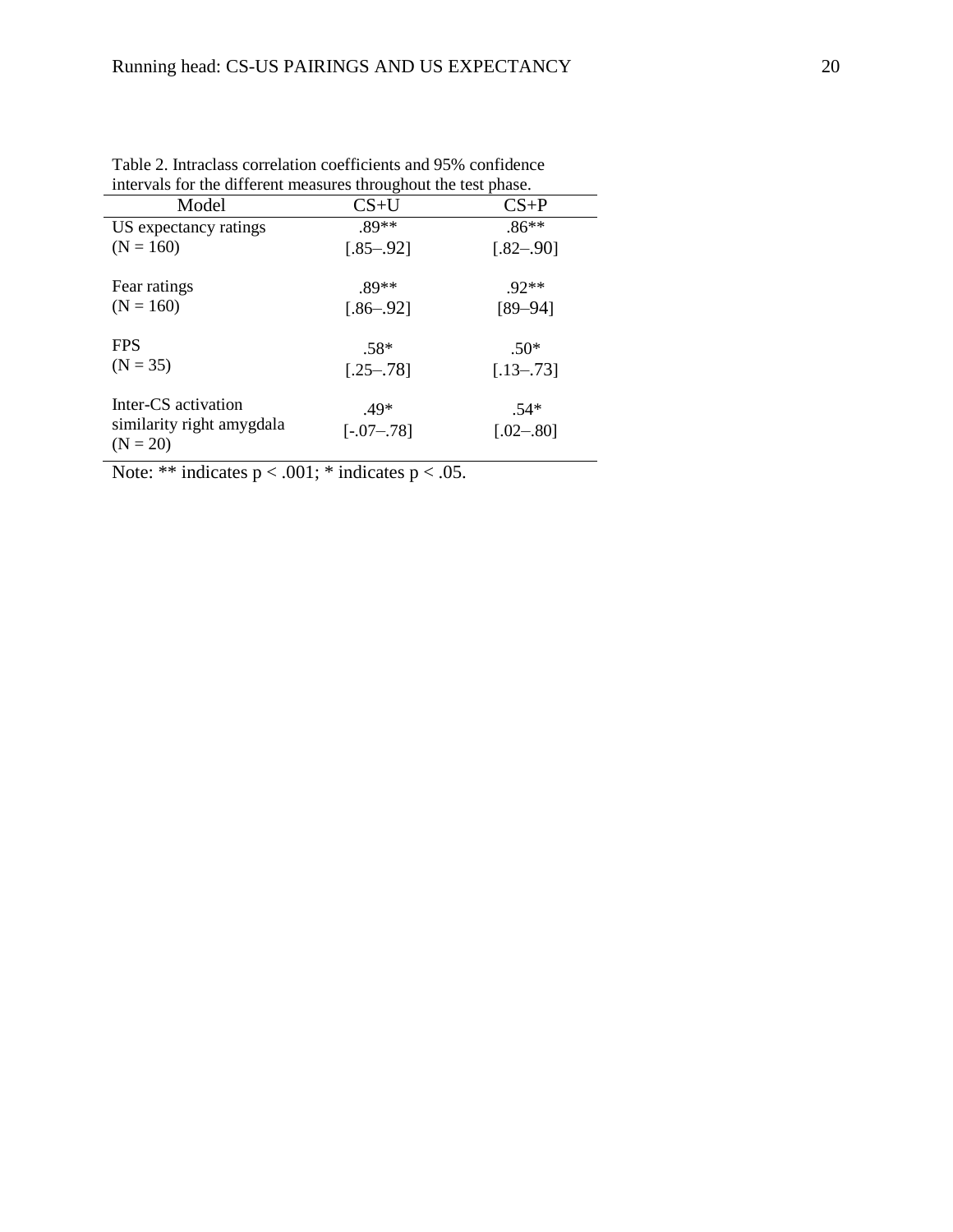Table 2. Intraclass correlation coefficients and 95% confidence intervals for the different measures throughout the test phase.

| Model | CS+U | CS+P |
|---|---|---|
| US expectancy ratings (N = 160) | .89** [.85–.92] | .86** [.82–.90] |
| Fear ratings (N = 160) | .89** [.86–.92] | .92** [89–94] |
| FPS (N = 35) | .58* [.25–.78] | .50* [.13–.73] |
| Inter-CS activation similarity right amygdala (N = 20) | .49* [-.07–.78] | .54* [.02–.80] |

Note: ** indicates $p < .001$; * indicates $p < .05$.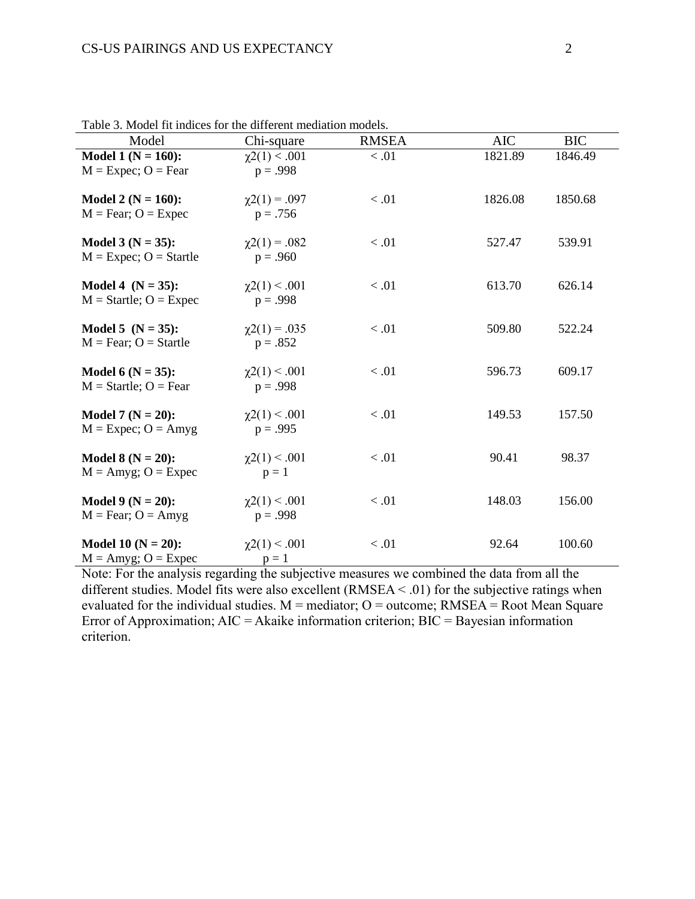Table 3. Model fit indices for the different mediation models.

| Model | Chi-square | RMSEA | AIC | BIC |
|---|---|---|---|---|
| **Model 1 (N = 160):** M = Expec; O = Fear | $\chi2(1) < .001$ $p = .998$ | < .01 | 1821.89 | 1846.49 |
| **Model 2 (N = 160):** M = Fear; O = Expec | $\chi2(1) = .097$ $p = .756$ | < .01 | 1826.08 | 1850.68 |
| **Model 3 (N = 35):** M = Expec; O = Startle | $\chi2(1) = .082$ $p = .960$ | < .01 | 527.47 | 539.91 |
| **Model 4 (N = 35):** M = Startle; O = Expec | $\chi2(1) < .001$ $p = .998$ | < .01 | 613.70 | 626.14 |
| **Model 5 (N = 35):** M = Fear; O = Startle | $\chi2(1) = .035$ $p = .852$ | < .01 | 509.80 | 522.24 |
| **Model 6 (N = 35):** M = Startle; O = Fear | $\chi2(1) < .001$ $p = .998$ | < .01 | 596.73 | 609.17 |
| **Model 7 (N = 20):** M = Expec; O = Amyg | $\chi2(1) < .001$ $p = .995$ | < .01 | 149.53 | 157.50 |
| **Model 8 (N = 20):** M = Amyg; O = Expec | $\chi2(1) < .001$ $p = 1$ | < .01 | 90.41 | 98.37 |
| **Model 9 (N = 20):** M = Fear; O = Amyg | $\chi2(1) < .001$ $p = .998$ | < .01 | 148.03 | 156.00 |
| **Model 10 (N = 20):** M = Amyg; O = Expec | $\chi2(1) < .001$ $p = 1$ | < .01 | 92.64 | 100.60 |

Note: For the analysis regarding the subjective measures we combined the data from all the different studies. Model fits were also excellent (RMSEA < .01) for the subjective ratings when evaluated for the individual studies. M = mediator; O = outcome; RMSEA = Root Mean Square Error of Approximation; AIC = Akaike information criterion; BIC = Bayesian information criterion.